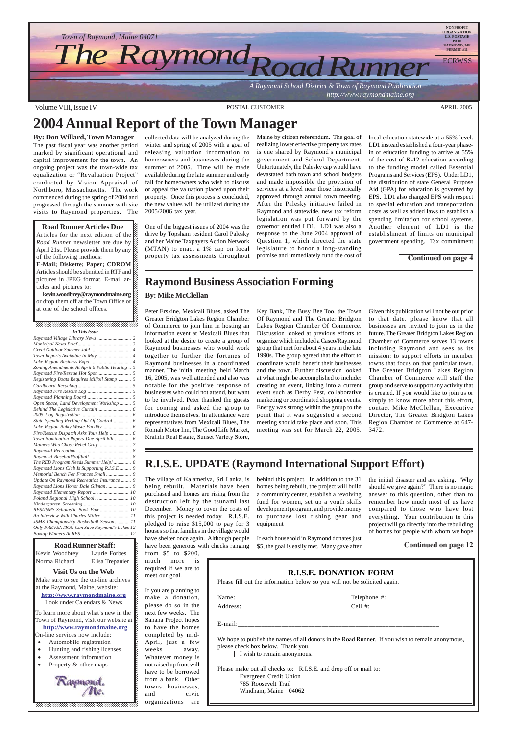Town of Raymond, Maine 04071

# The Raymond Road Runner

*A Raymond School District & Town of Raymond Publication*
*http://www.raymondmaine.org*

NONPROFIT ORGANIZATION U.S. POSTAGE PAID RAYMOND, ME PERMIT #11

ECRWSS

Volume VIII, Issue IV — POSTAL CUSTOMER — APRIL 2005

# 2004 Annual Report of the Town Manager

**By: Don Willard, Town Manager**

The past fiscal year was another period marked by significant operational and capital improvement for the town. An ongoing project was the town-wide tax equalization or "Revaluation Project" conducted by Vision Appraisal of Northboro, Massachusetts. The work commenced during the spring of 2004 and progressed through the summer with site visits to Raymond properties. The collected data will be analyzed during the winter and spring of 2005 with a goal of releasing valuation information to homeowners and businesses during the summer of 2005. Time will be made available during the late summer and early fall for homeowners who wish to discuss or appeal the valuation placed upon their property. Once this process is concluded, the new values will be utilized during the 2005/2006 tax year.

One of the biggest issues of 2004 was the drive by Topsham resident Carol Palesky and her Maine Taxpayers Action Network (MTAN) to enact a 1% cap on local property tax assessments throughout Maine by citizen referendum. The goal of realizing lower effective property tax rates is one shared by Raymond's municipal government and School Department. Unfortunately, the Palesky cap would have devastated both town and school budgets and made impossible the provision of services at a level near those historically approved through annual town meeting. After the Palesky initiative failed in Raymond and statewide, new tax reform legislation was put forward by the governor entitled LD1. LD1 was also a response to the June 2004 approval of Question 1, which directed the state legislature to honor a long-standing promise and immediately fund the cost of local education statewide at a 55% level. LD1 instead established a four-year phase-in of education funding to arrive at 55% of the cost of K-12 education according to the funding model called Essential Programs and Services (EPS). Under LD1, the distribution of state General Purpose Aid (GPA) for education is governed by EPS. LD1 also changed EPS with respect to special education and transportation costs as well as added laws to establish a spending limitation for school systems. Another element of LD1 is the establishment of limits on municipal government spending. Tax commitment

**Continued on page 4**

## Road Runner Articles Due

Articles for the next edition of the *Road Runner* newsletter are due by April 21st. Please provide them by any of the following methods:

**E-Mail; Diskette; Paper; CDROM**

Articles should be submitted in RTF and pictures in JPEG format. E-mail articles and pictures to:

**kevin.woodbrey@raymondmaine.org** or drop them off at the Town Office or at one of the school offices.

### *In This Issue*

| | |
|---|---|
| *Raymond Village Library News* | *2* |
| *Municipal News Brief* | *3* |
| *Great Outdoor Summer Job!* | *4* |
| *Town Reports Available In May* | *4* |
| *Lake Region Business Expo* | *4* |
| *Zoning Amendments At April 6 Public Hearing* | *5* |
| *Raymond Fire/Rescue Hot Spot* | *5* |
| *Registering Boats Requires Milfoil Stamp* | *5* |
| *Cardboard Recycling* | *5* |
| *Raymond Fire Rescue Log* | *5* |
| *Raymond Planning Board* | *5* |
| *Open Space, Land Development Workshop* | *5* |
| *Behind The Legislative Curtain* | *6* |
| *2005 Dog Registration* | *6* |
| *State Spending Reeling Out Of Control* | *6* |
| *Lake Region Bulky Waste Facility* | *6* |
| *Fire/Rescue Dispatch Asks Your Help* | *6* |
| *Town Nomination Papers Due April 6th* | *6* |
| *Mainers Who Chose Rebel Gray* | *7* |
| *Raymond Recreation* | *8* |
| *Raymond Baseball/Softball* | *8* |
| *The RED Program Needs Summer Help!* | *8* |
| *Raymond Lions Club Is Supporting R.I.S.E* | *9* |
| *Memorial Bench For Frances Small* | *9* |
| *Update On Raymond Recreation Insurance* | *9* |
| *Raymond Lions Honor Dale Gilman* | *9* |
| *Raymond Elementary Report* | *10* |
| *Poland Regional High School* | *10* |
| *Kindergarten Screening* | *10* |
| *RES/JSMS Scholastic Book Fair* | *10* |
| *An Interview With Charles Miller* | *11* |
| *JSMS Championship Basketball Season* | *11* |
| *Only PREVENTION Can Save Raymond's Lakes* | *12* |
| *Boxtop Winners At RES* | *12* |

## Road Runner Staff:

| | |
|---|---|
| Kevin Woodbrey | Laurie Forbes |
| Norma Richard | Elisa Trepanier |

## Visit Us on the Web

Make sure to see the on-line archives at the Raymond, Maine, website:

**http://www.raymondmaine.org**

Look under Calendars & News

To learn more about what's new in the Town of Raymond, visit our website at **http://www.raymondmaine.org**

On-line services now include:

- Automobile registration
- Hunting and fishing licenses
- Assessment information
- Property & other maps

# Raymond Business Association Forming

**By: Mike McClellan**

Peter Erskine, Mexicali Blues, asked The Greater Bridgton Lakes Region Chamber of Commerce to join him in hosting an information event at Mexicali Blues that looked at the desire to create a group of Raymond businesses who would work together to further the fortunes of Raymond businesses in a coordinated manner. The initial meeting, held March 16, 2005, was well attended and also was notable for the positive response of businesses who could not attend, but want to be involved. Peter thanked the guests for coming and asked the group to introduce themselves. In attendance were representatives from Mexicali Blues, The Romah Motor Inn, The Good Life Market, Krainin Real Estate, Sunset Variety Store, Key Bank, The Busy Bee Too, the Town Of Raymond and The Greater Bridgton Lakes Region Chamber Of Commerce. Discussion looked at previous efforts to organize which included a Casco/Raymond group that met for about 4 years in the late 1990s. The group agreed that the effort to coordinate would benefit their businesses and the town. Further discussion looked at what might be accomplished to include: creating an event, linking into a current event such as Derby Fest, collaborative marketing or coordinated shopping events. Energy was strong within the group to the point that it was suggested a second meeting should take place and soon. This meeting was set for March 22, 2005. Given this publication will not be out prior to that date, please know that all businesses are invited to join us in the future. The Greater Bridgton Lakes Region Chamber of Commerce serves 13 towns including Raymond and sees as its mission: to support efforts in member towns that focus on that particular town. The Greater Bridgton Lakes Region Chamber of Commerce will staff the group and serve to support any activity that is created. If you would like to join us or simply to know more about this effort, contact Mike McClellan, Executive Director, The Greater Bridgton Lakes Region Chamber of Commerce at 647-3472.

# R.I.S.E. UPDATE (Raymond International Support Effort)

The village of Kalametiya, Sri Lanka, is being rebuilt. Materials have been purchased and homes are rising from the destruction left by the tsunami last December. Money to cover the costs of this project is needed today. R.I.S.E. pledged to raise $15,000 to pay for 3 houses so that families in the village would have shelter once again. Although people have been generous with checks ranging from $5 to $200, much more is required if we are to meet our goal.

If you are planning to make a donation, please do so in the next few weeks. The Sahana Project hopes to have the homes completed by mid-April, just a few weeks away. Whatever money is not raised up front will have to be borrowed from a bank. Other towns, businesses, and civic organizations are behind this project. In addition to the 31 homes being rebuilt, the project will build a community center, establish a revolving fund for women, set up a youth skills development program, and provide money to purchase lost fishing gear and equipment

If each household in Raymond donates just $5, the goal is easily met. Many gave after the initial disaster and are asking, "Why should we give again?" There is no magic answer to this question, other than to remember how much most of us have compared to those who have lost everything. Your contribution to this project will go directly into the rebuilding of homes for people with whom we hope

**Continued on page 12**

## R.I.S.E. DONATION FORM

Please fill out the information below so you will not be solicited again.

Name:________________________________ Telephone #:________________________

Address:______________________________ Cell #:____________________________

______________________________

E-mail:______________________________________________________________

We hope to publish the names of all donors in the Road Runner. If you wish to remain anonymous, please check box below. Thank you.

☐ I wish to remain anonymous.

Please make out all checks to: R.I.S.E. and drop off or mail to:
Evergreen Credit Union
785 Roosevelt Trail
Windham, Maine 04062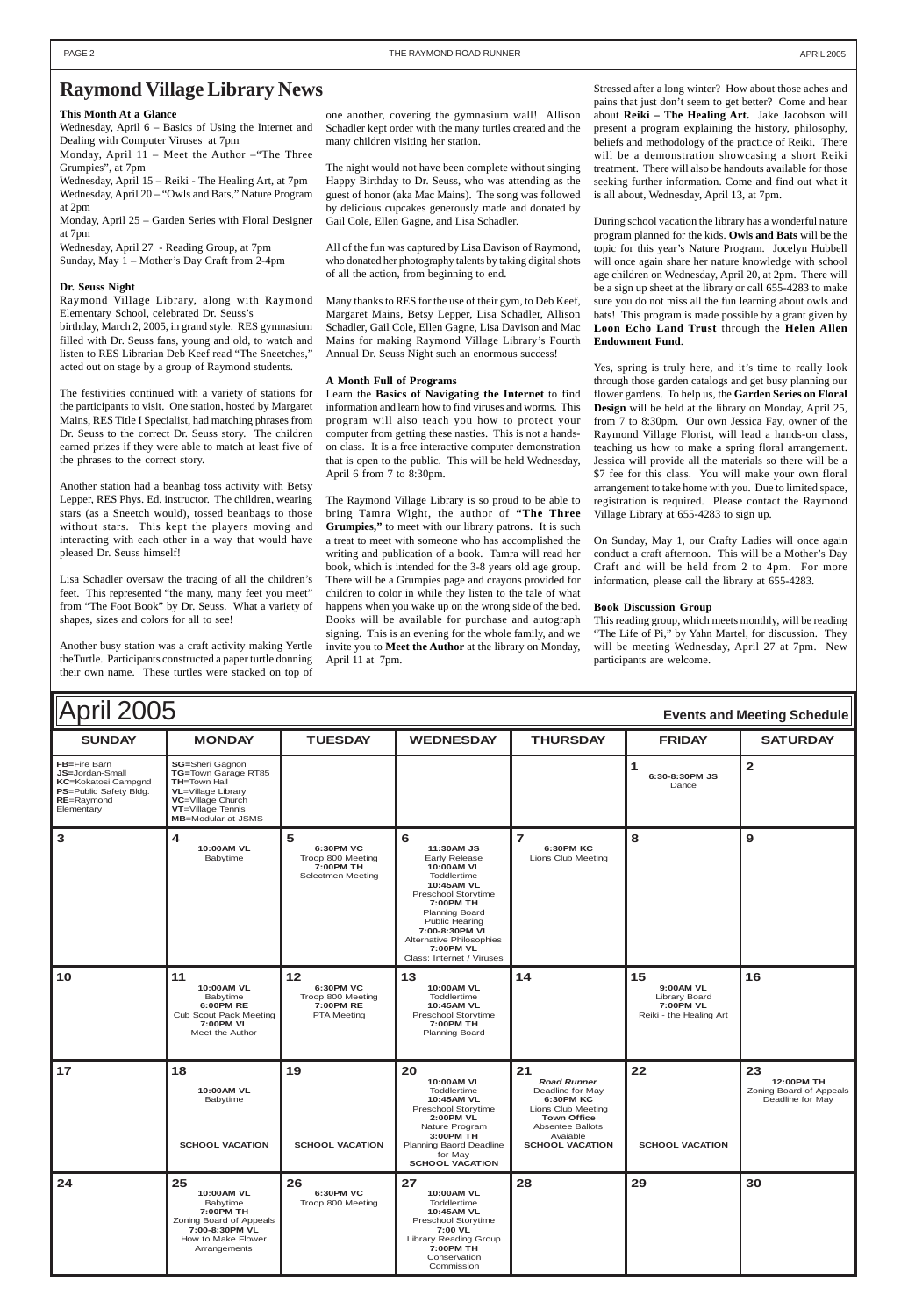# Raymond Village Library News

**This Month At a Glance**

Wednesday, April 6 – Basics of Using the Internet and Dealing with Computer Viruses at 7pm

Monday, April 11 – Meet the Author –"The Three Grumpies", at 7pm

Wednesday, April 15 – Reiki - The Healing Art, at 7pm

Wednesday, April 20 – "Owls and Bats," Nature Program at 2pm

Monday, April 25 – Garden Series with Floral Designer at 7pm

Wednesday, April 27 - Reading Group, at 7pm

Sunday, May 1 – Mother's Day Craft from 2-4pm

**Dr. Seuss Night**

Raymond Village Library, along with Raymond Elementary School, celebrated Dr. Seuss's birthday, March 2, 2005, in grand style. RES gymnasium filled with Dr. Seuss fans, young and old, to watch and listen to RES Librarian Deb Keef read "The Sneetches," acted out on stage by a group of Raymond students.

The festivities continued with a variety of stations for the participants to visit. One station, hosted by Margaret Mains, RES Title I Specialist, had matching phrases from Dr. Seuss to the correct Dr. Seuss story. The children earned prizes if they were able to match at least five of the phrases to the correct story.

Another station had a beanbag toss activity with Betsy Lepper, RES Phys. Ed. instructor. The children, wearing stars (as a Sneetch would), tossed beanbags to those without stars. This kept the players moving and interacting with each other in a way that would have pleased Dr. Seuss himself!

Lisa Schadler oversaw the tracing of all the children's feet. This represented "the many, many feet you meet" from "The Foot Book" by Dr. Seuss. What a variety of shapes, sizes and colors for all to see!

Another busy station was a craft activity making Yertle theTurtle. Participants constructed a paper turtle donning their own name. These turtles were stacked on top of one another, covering the gymnasium wall! Allison Schadler kept order with the many turtles created and the many children visiting her station.

The night would not have been complete without singing Happy Birthday to Dr. Seuss, who was attending as the guest of honor (aka Mac Mains). The song was followed by delicious cupcakes generously made and donated by Gail Cole, Ellen Gagne, and Lisa Schadler.

All of the fun was captured by Lisa Davison of Raymond, who donated her photography talents by taking digital shots of all the action, from beginning to end.

Many thanks to RES for the use of their gym, to Deb Keef, Margaret Mains, Betsy Lepper, Lisa Schadler, Allison Schadler, Gail Cole, Ellen Gagne, Lisa Davison and Mac Mains for making Raymond Village Library's Fourth Annual Dr. Seuss Night such an enormous success!

**A Month Full of Programs**

Learn the **Basics of Navigating the Internet** to find information and learn how to find viruses and worms. This program will also teach you how to protect your computer from getting these nasties. This is not a hands-on class. It is a free interactive computer demonstration that is open to the public. This will be held Wednesday, April 6 from 7 to 8:30pm.

The Raymond Village Library is so proud to be able to bring Tamra Wight, the author of **"The Three Grumpies,"** to meet with our library patrons. It is such a treat to meet with someone who has accomplished the writing and publication of a book. Tamra will read her book, which is intended for the 3-8 years old age group. There will be a Grumpies page and crayons provided for children to color in while they listen to the tale of what happens when you wake up on the wrong side of the bed. Books will be available for purchase and autograph signing. This is an evening for the whole family, and we invite you to **Meet the Author** at the library on Monday, April 11 at 7pm.

Stressed after a long winter? How about those aches and pains that just don't seem to get better? Come and hear about **Reiki – The Healing Art.** Jake Jacobson will present a program explaining the history, philosophy, beliefs and methodology of the practice of Reiki. There will be a demonstration showcasing a short Reiki treatment. There will also be handouts available for those seeking further information. Come and find out what it is all about, Wednesday, April 13, at 7pm.

During school vacation the library has a wonderful nature program planned for the kids. **Owls and Bats** will be the topic for this year's Nature Program. Jocelyn Hubbell will once again share her nature knowledge with school age children on Wednesday, April 20, at 2pm. There will be a sign up sheet at the library or call 655-4283 to make sure you do not miss all the fun learning about owls and bats! This program is made possible by a grant given by **Loon Echo Land Trust** through the **Helen Allen Endowment Fund**.

Yes, spring is truly here, and it's time to really look through those garden catalogs and get busy planning our flower gardens. To help us, the **Garden Series on Floral Design** will be held at the library on Monday, April 25, from 7 to 8:30pm. Our own Jessica Fay, owner of the Raymond Village Florist, will lead a hands-on class, teaching us how to make a spring floral arrangement. Jessica will provide all the materials so there will be a $7 fee for this class. You will make your own floral arrangement to take home with you. Due to limited space, registration is required. Please contact the Raymond Village Library at 655-4283 to sign up.

On Sunday, May 1, our Crafty Ladies will once again conduct a craft afternoon. This will be a Mother's Day Craft and will be held from 2 to 4pm. For more information, please call the library at 655-4283.

**Book Discussion Group**

This reading group, which meets monthly, will be reading "The Life of Pi," by Yahn Martel, for discussion. They will be meeting Wednesday, April 27 at 7pm. New participants are welcome.

# April 2005

**Events and Meeting Schedule**

| SUNDAY | MONDAY | TUESDAY | WEDNESDAY | THURSDAY | FRIDAY | SATURDAY |
|---|---|---|---|---|---|---|
| **FB**=Fire Barn<br>**JS**=Jordan-Small<br>**KC**=Kokatosi Campgnd<br>**PS**=Public Safety Bldg.<br>**RE**=Raymond Elementary | **SG**=Sheri Gagnon<br>**TG**=Town Garage RT85<br>**TH**=Town Hall<br>**VL**=Village Library<br>**VC**=Village Church<br>**VT**=Village Tennis<br>**MB**=Modular at JSMS | | | | **1**<br>**6:30-8:30PM JS** Dance | **2** |
| **3** | **4**<br>**10:00AM VL** Babytime | **5**<br>**6:30PM VC** Troop 800 Meeting<br>**7:00PM TH** Selectmen Meeting | **6**<br>**11:30AM JS** Early Release<br>**10:00AM VL** Toddlertime<br>**10:45AM VL** Preschool Storytime<br>**7:00PM TH** Planning Board Public Hearing<br>**7:00-8:30PM VL** Alternative Philosophies<br>**7:00PM VL** Class: Internet / Viruses | **7**<br>**6:30PM KC** Lions Club Meeting | **8** | **9** |
| **10** | **11**<br>**10:00AM VL** Babytime<br>**6:00PM RE** Cub Scout Pack Meeting<br>**7:00PM VL** Meet the Author | **12**<br>**6:30PM VC** Troop 800 Meeting<br>**7:00PM RE** PTA Meeting | **13**<br>**10:00AM VL** Toddlertime<br>**10:45AM VL** Preschool Storytime<br>**7:00PM TH** Planning Board | **14** | **15**<br>**9:00AM VL** Library Board<br>**7:00PM VL** Reiki - the Healing Art | **16** |
| **17** | **18**<br>**10:00AM VL** Babytime<br>**SCHOOL VACATION** | **19**<br>**SCHOOL VACATION** | **20**<br>**10:00AM VL** Toddlertime<br>**10:45AM VL** Preschool Storytime<br>**2:00PM VL** Nature Program<br>**3:00PM TH** Planning Baord Deadline for May<br>**SCHOOL VACATION** | **21**<br>***Road Runner*** Deadline for May<br>**6:30PM KC** Lions Club Meeting<br>**Town Office** Absentee Ballots Avaiable<br>**SCHOOL VACATION** | **22**<br>**SCHOOL VACATION** | **23**<br>**12:00PM TH** Zoning Board of Appeals Deadline for May |
| **24** | **25**<br>**10:00AM VL** Babytime<br>**7:00PM TH** Zoning Board of Appeals<br>**7:00-8:30PM VL** How to Make Flower Arrangements | **26**<br>**6:30PM VC** Troop 800 Meeting | **27**<br>**10:00AM VL** Toddlertime<br>**10:45AM VL** Preschool Storytime<br>**7:00 VL** Library Reading Group<br>**7:00PM TH** Conservation Commission | **28** | **29** | **30** |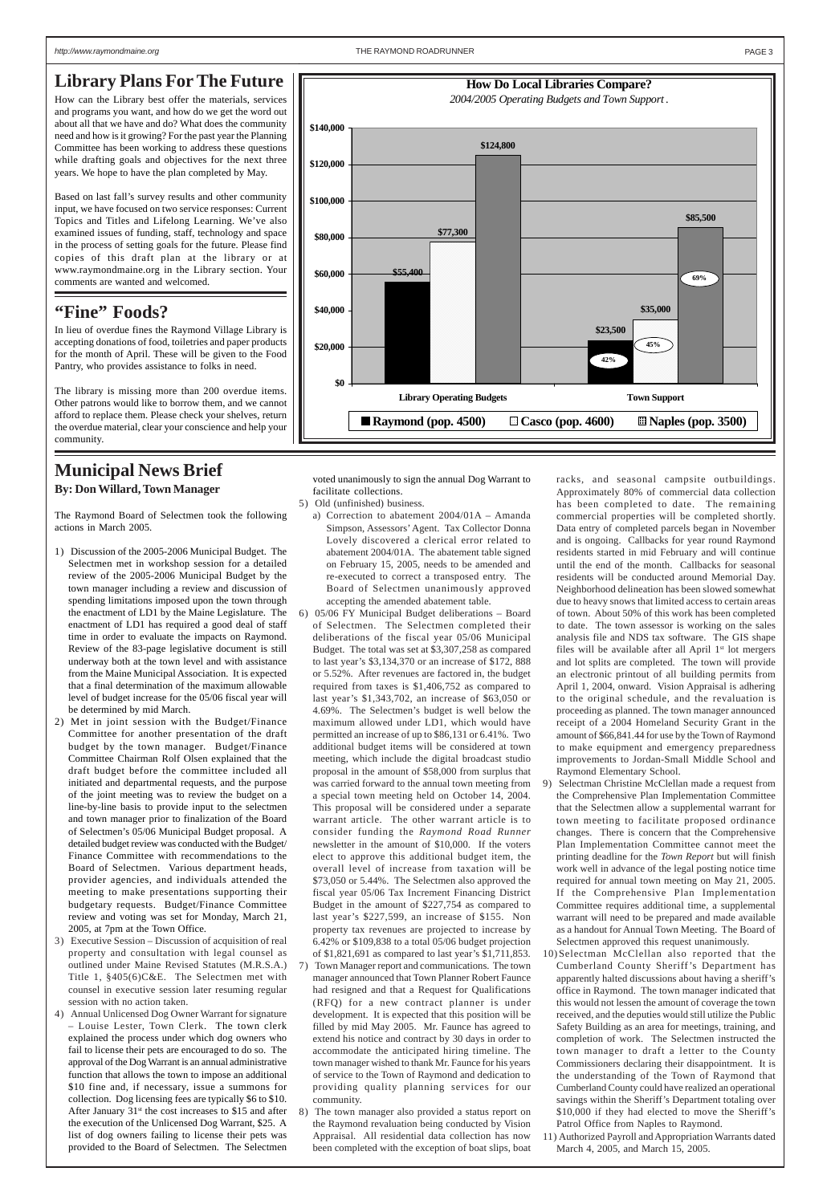## Library Plans For The Future

How can the Library best offer the materials, services and programs you want, and how do we get the word out about all that we have and do? What does the community need and how is it growing? For the past year the Planning Committee has been working to address these questions while drafting goals and objectives for the next three years. We hope to have the plan completed by May.

Based on last fall's survey results and other community input, we have focused on two service responses: Current Topics and Titles and Lifelong Learning. We've also examined issues of funding, staff, technology and space in the process of setting goals for the future. Please find copies of this draft plan at the library or at www.raymondmaine.org in the Library section. Your comments are wanted and welcomed.

**How Do Local Libraries Compare?**

*2004/2005 Operating Budgets and Town Support.*

| | Raymond (pop. 4500) | Casco (pop. 4600) | Naples (pop. 3500) |
|---|---|---|---|
| Library Operating Budgets | $55,400 | $77,300 | $124,800 |
| Town Support | $23,500 (42%) | $35,000 (45%) | $85,500 (69%) |

## "Fine" Foods?

In lieu of overdue fines the Raymond Village Library is accepting donations of food, toiletries and paper products for the month of April. These will be given to the Food Pantry, who provides assistance to folks in need.

The library is missing more than 200 overdue items. Other patrons would like to borrow them, and we cannot afford to replace them. Please check your shelves, return the overdue material, clear your conscience and help your community.

## Municipal News Brief

**By: Don Willard, Town Manager**

The Raymond Board of Selectmen took the following actions in March 2005.

1) Discussion of the 2005-2006 Municipal Budget. The Selectmen met in workshop session for a detailed review of the 2005-2006 Municipal Budget by the town manager including a review and discussion of spending limitations imposed upon the town through the enactment of LD1 by the Maine Legislature. The enactment of LD1 has required a good deal of staff time in order to evaluate the impacts on Raymond. Review of the 83-page legislative document is still underway both at the town level and with assistance from the Maine Municipal Association. It is expected that a final determination of the maximum allowable level of budget increase for the 05/06 fiscal year will be determined by mid March.

2) Met in joint session with the Budget/Finance Committee for another presentation of the draft budget by the town manager. Budget/Finance Committee Chairman Rolf Olsen explained that the draft budget before the committee included all initiated and departmental requests, and the purpose of the joint meeting was to review the budget on a line-by-line basis to provide input to the selectmen and town manager prior to finalization of the Board of Selectmen's 05/06 Municipal Budget proposal. A detailed budget review was conducted with the Budget/Finance Committee with recommendations to the Board of Selectmen. Various department heads, provider agencies, and individuals attended the meeting to make presentations supporting their budgetary requests. Budget/Finance Committee review and voting was set for Monday, March 21, 2005, at 7pm at the Town Office.

3) Executive Session – Discussion of acquisition of real property and consultation with legal counsel as outlined under Maine Revised Statutes (M.R.S.A.) Title 1, §405(6)C&E. The Selectmen met with counsel in executive session later resuming regular session with no action taken.

4) Annual Unlicensed Dog Owner Warrant for signature – Louise Lester, Town Clerk. The town clerk explained the process under which dog owners who fail to license their pets are encouraged to do so. The approval of the Dog Warrant is an annual administrative function that allows the town to impose an additional $10 fine and, if necessary, issue a summons for collection. Dog licensing fees are typically $6 to $10. After January 31st the cost increases to $15 and after the execution of the Unlicensed Dog Warrant, $25. A list of dog owners failing to license their pets was provided to the Board of Selectmen. The Selectmen voted unanimously to sign the annual Dog Warrant to facilitate collections.

5) Old (unfinished) business.
   a) Correction to abatement 2004/01A – Amanda Simpson, Assessors' Agent. Tax Collector Donna Lovely discovered a clerical error related to abatement 2004/01A. The abatement table signed on February 15, 2005, needs to be amended and re-executed to correct a transposed entry. The Board of Selectmen unanimously approved accepting the amended abatement table.

6) 05/06 FY Municipal Budget deliberations – Board of Selectmen. The Selectmen completed their deliberations of the fiscal year 05/06 Municipal Budget. The total was set at $3,307,258 as compared to last year's $3,134,370 or an increase of $172, 888 or 5.52%. After revenues are factored in, the budget required from taxes is $1,406,752 as compared to last year's $1,343,702, an increase of $63,050 or 4.69%. The Selectmen's budget is well below the maximum allowed under LD1, which would have permitted an increase of up to $86,131 or 6.41%. Two additional budget items will be considered at town meeting, which include the digital broadcast studio proposal in the amount of $58,000 from surplus that was carried forward to the annual town meeting from a special town meeting held on October 14, 2004. This proposal will be considered under a separate warrant article. The other warrant article is to consider funding the *Raymond Road Runner* newsletter in the amount of $10,000. If the voters elect to approve this additional budget item, the overall level of increase from taxation will be $73,050 or 5.44%. The Selectmen also approved the fiscal year 05/06 Tax Increment Financing District Budget in the amount of $227,754 as compared to last year's $227,599, an increase of $155. Non property tax revenues are projected to increase by 6.42% or $109,838 to a total 05/06 budget projection of $1,821,691 as compared to last year's $1,711,853.

7) Town Manager report and communications. The town manager announced that Town Planner Robert Faunce had resigned and that a Request for Qualifications (RFQ) for a new contract planner is under development. It is expected that this position will be filled by mid May 2005. Mr. Faunce has agreed to extend his notice and contract by 30 days in order to accommodate the anticipated hiring timeline. The town manager wished to thank Mr. Faunce for his years of service to the Town of Raymond and dedication to providing quality planning services for our community.

8) The town manager also provided a status report on the Raymond revaluation being conducted by Vision Appraisal. All residential data collection has now been completed with the exception of boat slips, boat racks, and seasonal campsite outbuildings. Approximately 80% of commercial data collection has been completed to date. The remaining commercial properties will be completed shortly. Data entry of completed parcels began in November and is ongoing. Callbacks for year round Raymond residents started in mid February and will continue until the end of the month. Callbacks for seasonal residents will be conducted around Memorial Day. Neighborhood delineation has been slowed somewhat due to heavy snows that limited access to certain areas of town. About 50% of this work has been completed to date. The town assessor is working on the sales analysis file and NDS tax software. The GIS shape files will be available after all April 1st lot mergers and lot splits are completed. The town will provide an electronic printout of all building permits from April 1, 2004, onward. Vision Appraisal is adhering to the original schedule, and the revaluation is proceeding as planned. The town manager announced receipt of a 2004 Homeland Security Grant in the amount of $66,841.44 for use by the Town of Raymond to make equipment and emergency preparedness improvements to Jordan-Small Middle School and Raymond Elementary School.

9) Selectman Christine McClellan made a request from the Comprehensive Plan Implementation Committee that the Selectmen allow a supplemental warrant for town meeting to facilitate proposed ordinance changes. There is concern that the Comprehensive Plan Implementation Committee cannot meet the printing deadline for the *Town Report* but will finish work well in advance of the legal posting notice time required for annual town meeting on May 21, 2005. If the Comprehensive Plan Implementation Committee requires additional time, a supplemental warrant will need to be prepared and made available as a handout for Annual Town Meeting. The Board of Selectmen approved this request unanimously.

10) Selectman McClellan also reported that the Cumberland County Sheriff's Department has apparently halted discussions about having a sheriff's office in Raymond. The town manager indicated that this would not lessen the amount of coverage the town received, and the deputies would still utilize the Public Safety Building as an area for meetings, training, and completion of work. The Selectmen instructed the town manager to draft a letter to the County Commissioners declaring their disappointment. It is the understanding of the Town of Raymond that Cumberland County could have realized an operational savings within the Sheriff's Department totaling over $10,000 if they had elected to move the Sheriff's Patrol Office from Naples to Raymond.

11) Authorized Payroll and Appropriation Warrants dated March 4, 2005, and March 15, 2005.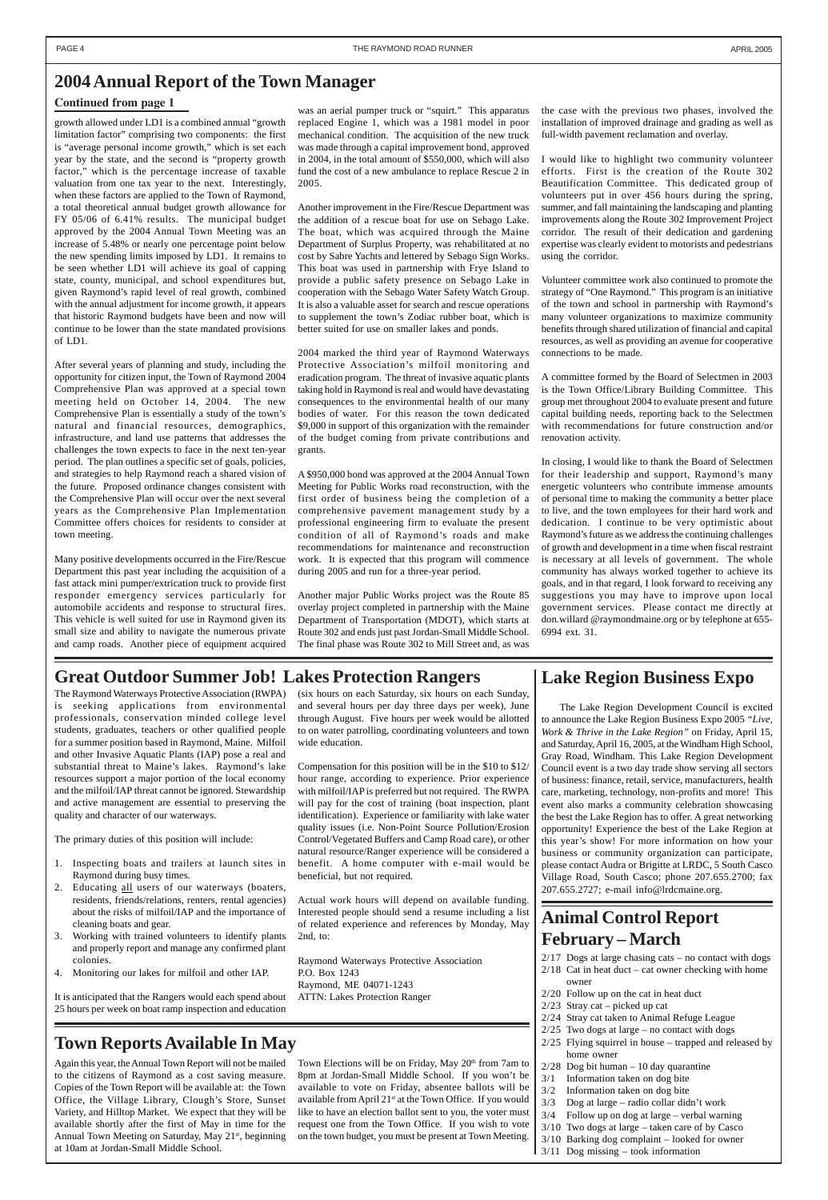# 2004 Annual Report of the Town Manager

**Continued from page 1**

growth allowed under LD1 is a combined annual "growth limitation factor" comprising two components: the first is "average personal income growth," which is set each year by the state, and the second is "property growth factor," which is the percentage increase of taxable valuation from one tax year to the next. Interestingly, when these factors are applied to the Town of Raymond, a total theoretical annual budget growth allowance for FY 05/06 of 6.41% results. The municipal budget approved by the 2004 Annual Town Meeting was an increase of 5.48% or nearly one percentage point below the new spending limits imposed by LD1. It remains to be seen whether LD1 will achieve its goal of capping state, county, municipal, and school expenditures but, given Raymond's rapid level of real growth, combined with the annual adjustment for income growth, it appears that historic Raymond budgets have been and now will continue to be lower than the state mandated provisions of LD1.

After several years of planning and study, including the opportunity for citizen input, the Town of Raymond 2004 Comprehensive Plan was approved at a special town meeting held on October 14, 2004. The new Comprehensive Plan is essentially a study of the town's natural and financial resources, demographics, infrastructure, and land use patterns that addresses the challenges the town expects to face in the next ten-year period. The plan outlines a specific set of goals, policies, and strategies to help Raymond reach a shared vision of the future. Proposed ordinance changes consistent with the Comprehensive Plan will occur over the next several years as the Comprehensive Plan Implementation Committee offers choices for residents to consider at town meeting.

Many positive developments occurred in the Fire/Rescue Department this past year including the acquisition of a fast attack mini pumper/extrication truck to provide first responder emergency services particularly for automobile accidents and response to structural fires. This vehicle is well suited for use in Raymond given its small size and ability to navigate the numerous private and camp roads. Another piece of equipment acquired was an aerial pumper truck or "squirt." This apparatus replaced Engine 1, which was a 1981 model in poor mechanical condition. The acquisition of the new truck was made through a capital improvement bond, approved in 2004, in the total amount of $550,000, which will also fund the cost of a new ambulance to replace Rescue 2 in 2005.

Another improvement in the Fire/Rescue Department was the addition of a rescue boat for use on Sebago Lake. The boat, which was acquired through the Maine Department of Surplus Property, was rehabilitated at no cost by Sabre Yachts and lettered by Sebago Sign Works. This boat was used in partnership with Frye Island to provide a public safety presence on Sebago Lake in cooperation with the Sebago Water Safety Watch Group. It is also a valuable asset for search and rescue operations to supplement the town's Zodiac rubber boat, which is better suited for use on smaller lakes and ponds.

2004 marked the third year of Raymond Waterways Protective Association's milfoil monitoring and eradication program. The threat of invasive aquatic plants taking hold in Raymond is real and would have devastating consequences to the environmental health of our many bodies of water. For this reason the town dedicated $9,000 in support of this organization with the remainder of the budget coming from private contributions and grants.

A $950,000 bond was approved at the 2004 Annual Town Meeting for Public Works road reconstruction, with the first order of business being the completion of a comprehensive pavement management study by a professional engineering firm to evaluate the present condition of all of Raymond's roads and make recommendations for maintenance and reconstruction work. It is expected that this program will commence during 2005 and run for a three-year period.

Another major Public Works project was the Route 85 overlay project completed in partnership with the Maine Department of Transportation (MDOT), which starts at Route 302 and ends just past Jordan-Small Middle School. The final phase was Route 302 to Mill Street and, as was the case with the previous two phases, involved the installation of improved drainage and grading as well as full-width pavement reclamation and overlay.

I would like to highlight two community volunteer efforts. First is the creation of the Route 302 Beautification Committee. This dedicated group of volunteers put in over 456 hours during the spring, summer, and fall maintaining the landscaping and planting improvements along the Route 302 Improvement Project corridor. The result of their dedication and gardening expertise was clearly evident to motorists and pedestrians using the corridor.

Volunteer committee work also continued to promote the strategy of "One Raymond." This program is an initiative of the town and school in partnership with Raymond's many volunteer organizations to maximize community benefits through shared utilization of financial and capital resources, as well as providing an avenue for cooperative connections to be made.

A committee formed by the Board of Selectmen in 2003 is the Town Office/Library Building Committee. This group met throughout 2004 to evaluate present and future capital building needs, reporting back to the Selectmen with recommendations for future construction and/or renovation activity.

In closing, I would like to thank the Board of Selectmen for their leadership and support, Raymond's many energetic volunteers who contribute immense amounts of personal time to making the community a better place to live, and the town employees for their hard work and dedication. I continue to be very optimistic about Raymond's future as we address the continuing challenges of growth and development in a time when fiscal restraint is necessary at all levels of government. The whole community has always worked together to achieve its goals, and in that regard, I look forward to receiving any suggestions you may have to improve upon local government services. Please contact me directly at don.willard @raymondmaine.org or by telephone at 655-6994 ext. 31.

# Great Outdoor Summer Job! Lakes Protection Rangers

The Raymond Waterways Protective Association (RWPA) is seeking applications from environmental professionals, conservation minded college level students, graduates, teachers or other qualified people for a summer position based in Raymond, Maine. Milfoil and other Invasive Aquatic Plants (IAP) pose a real and substantial threat to Maine's lakes. Raymond's lake resources support a major portion of the local economy and the milfoil/IAP threat cannot be ignored. Stewardship and active management are essential to preserving the quality and character of our waterways.

The primary duties of this position will include:

1. Inspecting boats and trailers at launch sites in Raymond during busy times.
2. Educating all users of our waterways (boaters, residents, friends/relations, renters, rental agencies) about the risks of milfoil/IAP and the importance of cleaning boats and gear.
3. Working with trained volunteers to identify plants and properly report and manage any confirmed plant colonies.
4. Monitoring our lakes for milfoil and other IAP.

It is anticipated that the Rangers would each spend about 25 hours per week on boat ramp inspection and education (six hours on each Saturday, six hours on each Sunday, and several hours per day three days per week), June through August. Five hours per week would be allotted to on water patrolling, coordinating volunteers and town wide education.

Compensation for this position will be in the $10 to $12/hour range, according to experience. Prior experience with milfoil/IAP is preferred but not required. The RWPA will pay for the cost of training (boat inspection, plant identification). Experience or familiarity with lake water quality issues (i.e. Non-Point Source Pollution/Erosion Control/Vegetated Buffers and Camp Road care), or other natural resource/Ranger experience will be considered a benefit. A home computer with e-mail would be beneficial, but not required.

Actual work hours will depend on available funding. Interested people should send a resume including a list of related experience and references by Monday, May 2nd, to:

Raymond Waterways Protective Association
P.O. Box 1243
Raymond, ME 04071-1243
ATTN: Lakes Protection Ranger

# Lake Region Business Expo

The Lake Region Development Council is excited to announce the Lake Region Business Expo 2005 *"Live, Work & Thrive in the Lake Region"* on Friday, April 15, and Saturday, April 16, 2005, at the Windham High School, Gray Road, Windham. This Lake Region Development Council event is a two day trade show serving all sectors of business: finance, retail, service, manufacturers, health care, marketing, technology, non-profits and more! This event also marks a community celebration showcasing the best the Lake Region has to offer. A great networking opportunity! Experience the best of the Lake Region at this year's show! For more information on how your business or community organization can participate, please contact Audra or Brigitte at LRDC, 5 South Casco Village Road, South Casco; phone 207.655.2700; fax 207.655.2727; e-mail info@lrdcmaine.org.

# Animal Control Report February – March

- 2/17 Dogs at large chasing cats – no contact with dogs
- 2/18 Cat in heat duct – cat owner checking with home owner
- 2/20 Follow up on the cat in heat duct
- 2/23 Stray cat – picked up cat
- 2/24 Stray cat taken to Animal Refuge League
- 2/25 Two dogs at large – no contact with dogs
- 2/25 Flying squirrel in house – trapped and released by home owner
- 2/28 Dog bit human – 10 day quarantine
- 3/1 Information taken on dog bite
- 3/2 Information taken on dog bite
- 3/3 Dog at large – radio collar didn't work
- 3/4 Follow up on dog at large – verbal warning
- 3/10 Two dogs at large – taken care of by Casco
- 3/10 Barking dog complaint – looked for owner
- 3/11 Dog missing – took information

# Town Reports Available In May

Again this year, the Annual Town Report will not be mailed to the citizens of Raymond as a cost saving measure. Copies of the Town Report will be available at: the Town Office, the Village Library, Clough's Store, Sunset Variety, and Hilltop Market. We expect that they will be available shortly after the first of May in time for the Annual Town Meeting on Saturday, May 21st, beginning at 10am at Jordan-Small Middle School.

Town Elections will be on Friday, May 20th from 7am to 8pm at Jordan-Small Middle School. If you won't be available to vote on Friday, absentee ballots will be available from April 21st at the Town Office. If you would like to have an election ballot sent to you, the voter must request one from the Town Office. If you wish to vote on the town budget, you must be present at Town Meeting.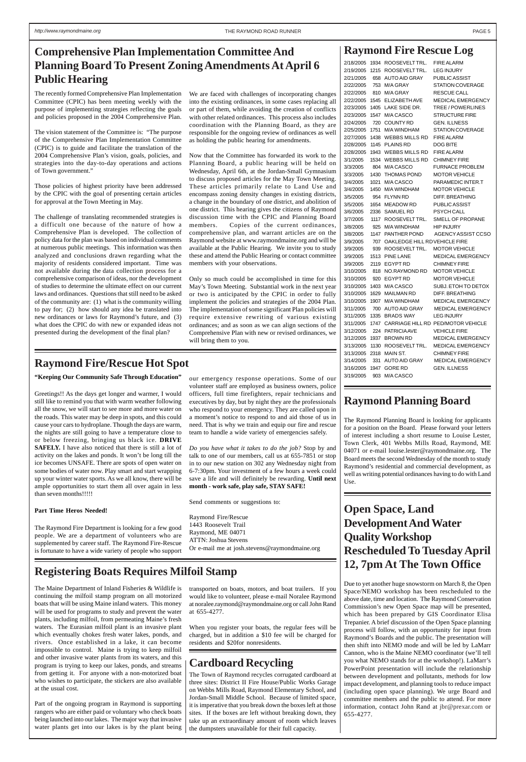## Comprehensive Plan Implementation Committee And Planning Board To Present Zoning Amendments At April 6 Public Hearing

The recently formed Comprehensive Plan Implementation Committee (CPIC) has been meeting weekly with the purpose of implementing strategies reflecting the goals and policies proposed in the 2004 Comprehensive Plan.

The vision statement of the Committee is: "The purpose of the Comprehensive Plan Implementation Committee (CPIC) is to guide and facilitate the translation of the 2004 Comprehensive Plan's vision, goals, policies, and strategies into the day-to-day operations and actions of Town government."

Those policies of highest priority have been addressed by the CPIC with the goal of presenting certain articles for approval at the Town Meeting in May.

The challenge of translating recommended strategies is a difficult one because of the nature of how a Comprehensive Plan is developed. The collection of policy data for the plan was based on individual comments at numerous public meetings. This information was then analyzed and conclusions drawn regarding what the majority of residents considered important. Time was not available during the data collection process for a comprehensive comparison of ideas, nor the development of studies to determine the ultimate effect on our current laws and ordinances. Questions that still need to be asked of the community are: (1) what is the community willing to pay for; (2) how should any idea be translated into new ordinances or laws for Raymond's future, and (3) what does the CPIC do with new or expanded ideas not presented during the development of the final plan?

We are faced with challenges of incorporating changes into the existing ordinances, in some cases replacing all or part of them, while avoiding the creation of conflicts with other related ordinances. This process also includes coordination with the Planning Board, as they are responsible for the ongoing review of ordinances as well as holding the public hearing for amendments.

Now that the Committee has forwarded its work to the Planning Board, a public hearing will be held on Wednesday, April 6th, at the Jordan-Small Gymnasium to discuss proposed articles for the May Town Meeting. These articles primarily relate to Land Use and encompass zoning density changes in existing districts, a change in the boundary of one district, and abolition of one district. This hearing gives the citizens of Raymond discussion time with the CPIC and Planning Board members. Copies of the current ordinances, comprehensive plan, and warrant articles are on the Raymond website at www.raymondmaine.org and will be available at the Public Hearing. We invite you to study these and attend the Public Hearing or contact committee members with your observations.

Only so much could be accomplished in time for this May's Town Meeting. Substantial work in the next year or two is anticipated by the CPIC in order to fully implement the policies and strategies of the 2004 Plan. The implementation of some significant Plan policies will require extensive rewriting of various existing ordinances; and as soon as we can align sections of the Comprehensive Plan with new or revised ordinances, we will bring them to you.

## Raymond Fire Rescue Log

| Date | Time | Location | Type |
|---|---|---|---|
| 2/18/2005 | 1934 | ROOSEVELT TRL. | FIRE ALARM |
| 2/19/2005 | 1215 | ROOSEVELT TRL. | LEG INJURY |
| 2/21/2005 | 658 | AUTO AID GRAY | PUBLIC ASSIST |
| 2/22/2005 | 753 | M/A GRAY | STATION COVERAGE |
| 2/22/2005 | 810 | M/A GRAY | RESCUE CALL |
| 2/22/2005 | 1545 | ELIZABETH AVE | MEDICAL EMERGENCY |
| 2/23/2005 | 1405 | LAKE SIDE DR. | TREE / POWERLINES |
| 2/23/2005 | 1547 | M/A CASCO | STRUCTURE FIRE |
| 2/24/2005 | 720 | COUNTY RD | GEN. ILLNESS |
| 2/25/2005 | 1751 | M/A WINDHAM | STATION COVERAGE |
| 2/27/2005 | 1438 | WEBBS MILLS RD | FIRE ALARM |
| 2/28/2005 | 1145 | PLAINS RD | DOG BITE |
| 2/28/2005 | 1943 | WEBBS MILLS RD | FIRE ALARM |
| 3/1/2005 | 1534 | WEBBS MILLS RD | CHIMNEY FIRE |
| 3/3/2005 | 804 | M/A CASCO | FURNACE PROBLEM |
| 3/3/2005 | 1430 | THOMAS POND | MOTOR VEHICLE |
| 3/4/2005 | 1021 | M/A CASCO | PARAMEDIC INTER.T |
| 3/4/2005 | 1450 | M/A WINDHAM | MOTOR VEHICLE |
| 3/5/2005 | 954 | FLYNN RD | DIFF. BREATHING |
| 3/5/2005 | 1654 | MEADOW RD | PUBLIC ASSIST |
| 3/6/2005 | 2336 | SAMUEL RD | PSYCH CALL |
| 3/7/2005 | 1117 | ROOSEVELT TRL. | SMELL OF PROPANE |
| 3/8/2005 | 925 | M/A WINDHAM | HIP INJURY |
| 3/8/2005 | 1147 | PANTHER POND | AGENCY ASSIST CCSO |
| 3/9/2005 | 707 | OAKLEDGE HILL RD | VEHICLE FIRE |
| 3/9/2005 | 939 | ROOSEVELT TRL. | MOTOR VEHICLE |
| 3/9/2005 | 1513 | PINE LANE | MEDICAL EMERGENCY |
| 3/9/2005 | 2119 | EGYPT RD | CHIMNEY FIRE |
| 3/10/2005 | 818 | NO.RAYMOND RD | MOTOR VEHICLE |
| 3/10/2005 | 920 | EGYPT RD | MOTOR VEHICLE |
| 3/10/2005 | 1403 | M/A CASCO | SUBJ. ETOH TO DETOX |
| 3/10/2005 | 1629 | MAILMAN RD | DIFF. BREATHING |
| 3/10/2005 | 1907 | M/A WINDHAM | MEDICAL EMERGENCY |
| 3/11/2005 | 700 | AUTO AID GRAY | MEDICAL EMERGENCY |
| 3/11/2005 | 1335 | BRADS WAY | LEG INJURY |
| 3/11/2005 | 1747 | CARRIAGE HILL RD | PED/MOTOR VEHICLE |
| 3/12/2005 | 224 | PATRICIA AVE | VEHICLE FIRE |
| 3/12/2005 | 1937 | BROWN RD | MEDICAL EMERGENCY |
| 3/13/2005 | 1130 | ROOSEVELT TRL. | MEDICAL EMERGENCY |
| 3/13/2005 | 2318 | MAIN ST. | CHIMNEY FIRE |
| 3/14/2005 | 331 | AUTO AID GRAY | MEDICAL EMERGENCY |
| 3/16/2005 | 1947 | GORE RD | GEN. ILLNESS |
| 3/19/2005 | 903 | M/A CASCO | |

## Raymond Fire/Rescue Hot Spot

**"Keeping Our Community Safe Through Education"**

Greetings!! As the days get longer and warmer, I would still like to remind you that with warm weather following all the snow, we will start to see more and more water on the roads. This water may be deep in spots, and this could cause your cars to hydroplane. Though the days are warm, the nights are still going to have a temperature close to or below freezing, bringing us black ice. **DRIVE SAFELY.** I have also noticed that there is still a lot of activity on the lakes and ponds. It won't be long till the ice becomes UNSAFE. There are spots of open water on some bodies of water now. Play smart and start wrapping up your winter water sports. As we all know, there will be ample opportunities to start them all over again in less than seven months!!!!!

**Part Time Heros Needed!**

The Raymond Fire Department is looking for a few good people. We are a department of volunteers who are supplemented by career staff. The Raymond Fire-Rescue is fortunate to have a wide variety of people who support our emergency response operations. Some of our volunteer staff are employed as business owners, police officers, full time firefighters, repair technicians and executives by day, but by night they are the professionals who respond to your emergency. They are called upon in a moment's notice to respond to and aid those of us in need. That is why we train and equip our fire and rescue team to handle a wide variety of emergencies safely.

*Do you have what it takes to do the job?* Stop by and talk to one of our members, call us at 655-7851 or stop in to our new station on 302 any Wednesday night from 6-7:30pm. Your investment of a few hours a week could save a life and will definitely be rewarding. **Until next month - work safe, play safe, STAY SAFE!**

Send comments or suggestions to:

Raymond Fire/Rescue
1443 Roosevelt Trail
Raymond, ME 04071
ATTN: Joshua Stevens
Or e-mail me at josh.stevens@raymondmaine.org

## Raymond Planning Board

The Raymond Planning Board is looking for applicants for a position on the Board. Please forward your letters of interest including a short resume to Louise Lester, Town Clerk, 401 Webbs Mills Road, Raymond, ME 04071 or e-mail louise.lester@raymondmaine.org. The Board meets the second Wednesday of the month to study Raymond's residential and commercial development, as well as writing potential ordinances having to do with Land Use.

## Registering Boats Requires Milfoil Stamp

The Maine Department of Inland Fisheries & Wildlife is continuing the milfoil stamp program on all motorized boats that will be using Maine inland waters. This money will be used for programs to study and prevent the water plants, including milfoil, from permeating Maine's fresh waters. The Eurasian milfoil plant is an invasive plant which eventually chokes fresh water lakes, ponds, and rivers. Once established in a lake, it can become impossible to control. Maine is trying to keep milfoil and other invasive water plants from its waters, and this program is trying to keep our lakes, ponds, and streams from getting it. For anyone with a non-motorized boat who wishes to participate, the stickers are also available at the usual cost.

Part of the ongoing program in Raymond is supporting rangers who are either paid or voluntary who check boats being launched into our lakes. The major way that invasive water plants get into our lakes is by the plant being transported on boats, motors, and boat trailers. If you would like to volunteer, please e-mail Noralee Raymond at noralee.raymond@raymondmaine.org or call John Rand at 655-4277.

When you register your boats, the regular fees will be charged, but in addition a $10 fee will be charged for residents and $20for nonresidents.

## Cardboard Recycling

The Town of Raymond recycles corrugated cardboard at three sites: District II Fire House/Public Works Garage on Webbs Mills Road, Raymond Elementary School, and Jordan-Small Middle School. Because of limited space, it is imperative that you break down the boxes left at those sites. If the boxes are left without breaking down, they take up an extraordinary amount of room which leaves the dumpsters unavailable for their full capacity.

## Open Space, Land Development And Water Quality Workshop Rescheduled To Tuesday April 12, 7pm At The Town Office

Due to yet another huge snowstorm on March 8, the Open Space/NEMO workshop has been rescheduled to the above date, time and location. The Raymond Conservation Commission's new Open Space map will be presented, which has been prepared by GIS Coordinator Elisa Trepanier. A brief discussion of the Open Space planning process will follow, with an opportunity for input from Raymond's Boards and the public. The presentation will then shift into NEMO mode and will be led by LaMarr Cannon, who is the Maine NEMO coordinator (we'll tell you what NEMO stands for at the workshop!). LaMarr's PowerPoint presentation will include the relationship between development and pollutants, methods for low impact development, and planning tools to reduce impact (including open space planning). We urge Board and committee members and the public to attend. For more information, contact John Rand at jbr@prexar.com or 655-4277.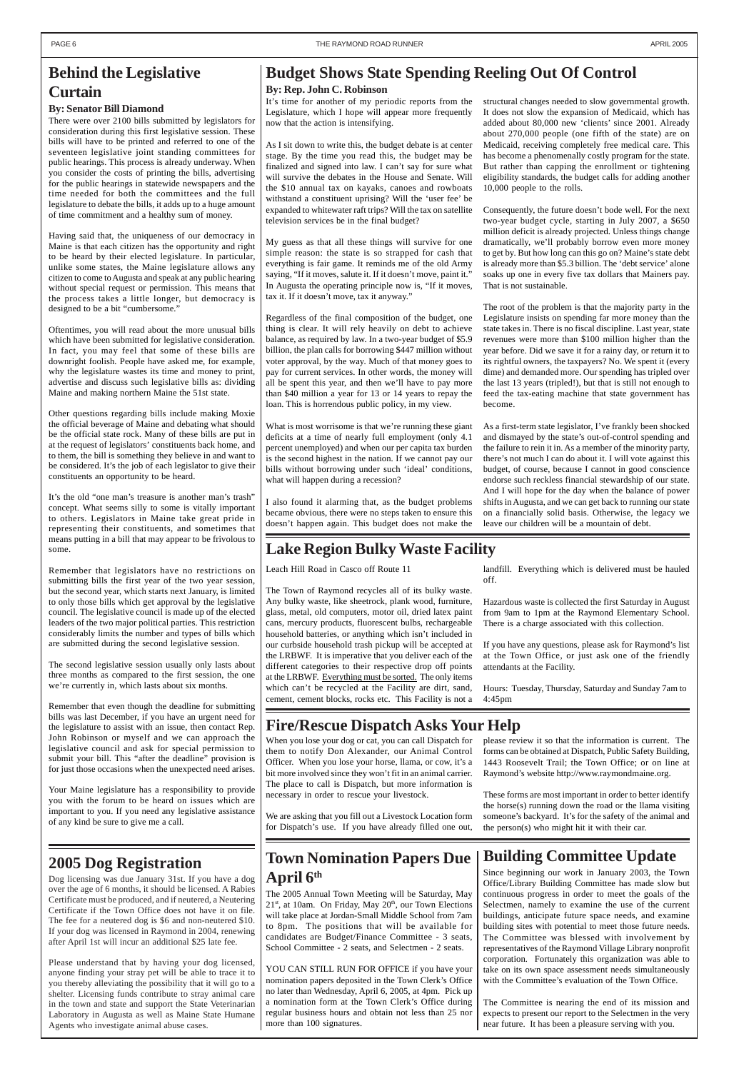# Behind the Legislative Curtain

**By: Senator Bill Diamond**

There were over 2100 bills submitted by legislators for consideration during this first legislative session. These bills will have to be printed and referred to one of the seventeen legislative joint standing committees for public hearings. This process is already underway. When you consider the costs of printing the bills, advertising for the public hearings in statewide newspapers and the time needed for both the committees and the full legislature to debate the bills, it adds up to a huge amount of time commitment and a healthy sum of money.

Having said that, the uniqueness of our democracy in Maine is that each citizen has the opportunity and right to be heard by their elected legislature. In particular, unlike some states, the Maine legislature allows any citizen to come to Augusta and speak at any public hearing without special request or permission. This means that the process takes a little longer, but democracy is designed to be a bit "cumbersome."

Oftentimes, you will read about the more unusual bills which have been submitted for legislative consideration. In fact, you may feel that some of these bills are downright foolish. People have asked me, for example, why the legislature wastes its time and money to print, advertise and discuss such legislative bills as: dividing Maine and making northern Maine the 51st state.

Other questions regarding bills include making Moxie the official beverage of Maine and debating what should be the official state rock. Many of these bills are put in at the request of legislators' constituents back home, and to them, the bill is something they believe in and want to be considered. It's the job of each legislator to give their constituents an opportunity to be heard.

It's the old "one man's treasure is another man's trash" concept. What seems silly to some is vitally important to others. Legislators in Maine take great pride in representing their constituents, and sometimes that means putting in a bill that may appear to be frivolous to some.

Remember that legislators have no restrictions on submitting bills the first year of the two year session, but the second year, which starts next January, is limited to only those bills which get approval by the legislative council. The legislative council is made up of the elected leaders of the two major political parties. This restriction considerably limits the number and types of bills which are submitted during the second legislative session.

The second legislative session usually only lasts about three months as compared to the first session, the one we're currently in, which lasts about six months.

Remember that even though the deadline for submitting bills was last December, if you have an urgent need for the legislature to assist with an issue, then contact Rep. John Robinson or myself and we can approach the legislative council and ask for special permission to submit your bill. This "after the deadline" provision is for just those occasions when the unexpected need arises.

Your Maine legislature has a responsibility to provide you with the forum to be heard on issues which are important to you. If you need any legislative assistance of any kind be sure to give me a call.

# Budget Shows State Spending Reeling Out Of Control

**By: Rep. John C. Robinson**

It's time for another of my periodic reports from the Legislature, which I hope will appear more frequently now that the action is intensifying.

As I sit down to write this, the budget debate is at center stage. By the time you read this, the budget may be finalized and signed into law. I can't say for sure what will survive the debates in the House and Senate. Will the $10 annual tax on kayaks, canoes and rowboats withstand a constituent uprising? Will the 'user fee' be expanded to whitewater raft trips? Will the tax on satellite television services be in the final budget?

My guess as that all these things will survive for one simple reason: the state is so strapped for cash that everything is fair game. It reminds me of the old Army saying, "If it moves, salute it. If it doesn't move, paint it." In Augusta the operating principle now is, "If it moves, tax it. If it doesn't move, tax it anyway."

Regardless of the final composition of the budget, one thing is clear. It will rely heavily on debt to achieve balance, as required by law. In a two-year budget of $5.9 billion, the plan calls for borrowing $447 million without voter approval, by the way. Much of that money goes to pay for current services. In other words, the money will all be spent this year, and then we'll have to pay more than $40 million a year for 13 or 14 years to repay the loan. This is horrendous public policy, in my view.

What is most worrisome is that we're running these giant deficits at a time of nearly full employment (only 4.1 percent unemployed) and when our per capita tax burden is the second highest in the nation. If we cannot pay our bills without borrowing under such 'ideal' conditions, what will happen during a recession?

I also found it alarming that, as the budget problems became obvious, there were no steps taken to ensure this doesn't happen again. This budget does not make the structural changes needed to slow governmental growth. It does not slow the expansion of Medicaid, which has added about 80,000 new 'clients' since 2001. Already about 270,000 people (one fifth of the state) are on Medicaid, receiving completely free medical care. This has become a phenomenally costly program for the state. But rather than capping the enrollment or tightening eligibility standards, the budget calls for adding another 10,000 people to the rolls.

Consequently, the future doesn't bode well. For the next two-year budget cycle, starting in July 2007, a $650 million deficit is already projected. Unless things change dramatically, we'll probably borrow even more money to get by. But how long can this go on? Maine's state debt is already more than $5.3 billion. The 'debt service' alone soaks up one in every five tax dollars that Mainers pay. That is not sustainable.

The root of the problem is that the majority party in the Legislature insists on spending far more money than the state takes in. There is no fiscal discipline. Last year, state revenues were more than $100 million higher than the year before. Did we save it for a rainy day, or return it to its rightful owners, the taxpayers? No. We spent it (every dime) and demanded more. Our spending has tripled over the last 13 years (tripled!), but that is still not enough to feed the tax-eating machine that state government has become.

As a first-term state legislator, I've frankly been shocked and dismayed by the state's out-of-control spending and the failure to rein it in. As a member of the minority party, there's not much I can do about it. I will vote against this budget, of course, because I cannot in good conscience endorse such reckless financial stewardship of our state. And I will hope for the day when the balance of power shifts in Augusta, and we can get back to running our state on a financially solid basis. Otherwise, the legacy we leave our children will be a mountain of debt.

# Lake Region Bulky Waste Facility

Leach Hill Road in Casco off Route 11

The Town of Raymond recycles all of its bulky waste. Any bulky waste, like sheetrock, plank wood, furniture, glass, metal, old computers, motor oil, dried latex paint cans, mercury products, fluorescent bulbs, rechargeable household batteries, or anything which isn't included in our curbside household trash pickup will be accepted at the LRBWF. It is imperative that you deliver each of the different categories to their respective drop off points at the LRBWF. Everything must be sorted. The only items which can't be recycled at the Facility are dirt, sand, cement, cement blocks, rocks etc. This Facility is not a landfill. Everything which is delivered must be hauled off.

Hazardous waste is collected the first Saturday in August from 9am to 1pm at the Raymond Elementary School. There is a charge associated with this collection.

If you have any questions, please ask for Raymond's list at the Town Office, or just ask one of the friendly attendants at the Facility.

Hours: Tuesday, Thursday, Saturday and Sunday 7am to 4:45pm

# Fire/Rescue Dispatch Asks Your Help

When you lose your dog or cat, you can call Dispatch for them to notify Don Alexander, our Animal Control Officer. When you lose your horse, llama, or cow, it's a bit more involved since they won't fit in an animal carrier. The place to call is Dispatch, but more information is necessary in order to rescue your livestock.

We are asking that you fill out a Livestock Location form for Dispatch's use. If you have already filled one out, please review it so that the information is current. The forms can be obtained at Dispatch, Public Safety Building, 1443 Roosevelt Trail; the Town Office; or on line at Raymond's website http://www.raymondmaine.org.

These forms are most important in order to better identify the horse(s) running down the road or the llama visiting someone's backyard. It's for the safety of the animal and the person(s) who might hit it with their car.

# 2005 Dog Registration

Dog licensing was due January 31st. If you have a dog over the age of 6 months, it should be licensed. A Rabies Certificate must be produced, and if neutered, a Neutering Certificate if the Town Office does not have it on file. The fee for a neutered dog is $6 and non-neutered $10. If your dog was licensed in Raymond in 2004, renewing after April 1st will incur an additional $25 late fee.

Please understand that by having your dog licensed, anyone finding your stray pet will be able to trace it to you thereby alleviating the possibility that it will go to a shelter. Licensing funds contribute to stray animal care in the town and state and support the State Veterinarian Laboratory in Augusta as well as Maine State Humane Agents who investigate animal abuse cases.

# Town Nomination Papers Due April 6th

The 2005 Annual Town Meeting will be Saturday, May 21st, at 10am. On Friday, May 20th, our Town Elections will take place at Jordan-Small Middle School from 7am to 8pm. The positions that will be available for candidates are Budget/Finance Committee - 3 seats, School Committee - 2 seats, and Selectmen - 2 seats.

YOU CAN STILL RUN FOR OFFICE if you have your nomination papers deposited in the Town Clerk's Office no later than Wednesday, April 6, 2005, at 4pm. Pick up a nomination form at the Town Clerk's Office during regular business hours and obtain not less than 25 nor more than 100 signatures.

# Building Committee Update

Since beginning our work in January 2003, the Town Office/Library Building Committee has made slow but continuous progress in order to meet the goals of the Committee, namely to examine the use of the current buildings, anticipate future space needs, and examine building sites with potential to meet those future needs. The Committee was blessed with involvement by representatives of the Raymond Village Library nonprofit corporation. Fortunately this organization was able to take on its own space assessment needs simultaneously with the Committee's evaluation of the Town Office.

The Committee is nearing the end of its mission and expects to present our report to the Selectmen in the very near future. It has been a pleasure serving with you.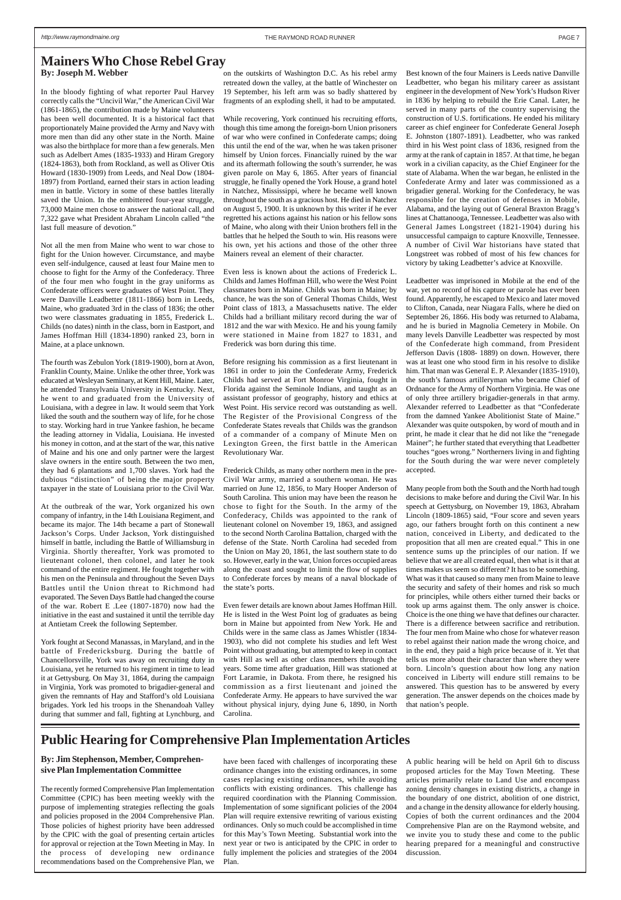# Mainers Who Chose Rebel Gray

**By: Joseph M. Webber**

In the bloody fighting of what reporter Paul Harvey correctly calls the "Uncivil War," the American Civil War (1861-1865), the contribution made by Maine volunteers has been well documented. It is a historical fact that proportionately Maine provided the Army and Navy with more men than did any other state in the North. Maine was also the birthplace for more than a few generals. Men such as Adelbert Ames (1835-1933) and Hiram Gregory (1824-1863), both from Rockland, as well as Oliver Otis Howard (1830-1909) from Leeds, and Neal Dow (1804-1897) from Portland, earned their stars in action leading men in battle. Victory in some of these battles literally saved the Union. In the embittered four-year struggle, 73,000 Maine men chose to answer the national call, and 7,322 gave what President Abraham Lincoln called "the last full measure of devotion."

Not all the men from Maine who went to war chose to fight for the Union however. Circumstance, and maybe even self-indulgence, caused at least four Maine men to choose to fight for the Army of the Confederacy. Three of the four men who fought in the gray uniforms as Confederate officers were graduates of West Point. They were Danville Leadbetter (1811-1866) born in Leeds, Maine, who graduated 3rd in the class of 1836; the other two were classmates graduating in 1855, Frederick L. Childs (no dates) ninth in the class, born in Eastport, and James Hoffman Hill (1834-1890) ranked 23, born in Maine, at a place unknown.

The fourth was Zebulon York (1819-1900), born at Avon, Franklin County, Maine. Unlike the other three, York was educated at Wesleyan Seminary, at Kent Hill, Maine. Later, he attended Transylvania University in Kentucky. Next, he went to and graduated from the University of Louisiana, with a degree in law. It would seem that York liked the south and the southern way of life, for he chose to stay. Working hard in true Yankee fashion, he became the leading attorney in Vidalia, Louisiana. He invested his money in cotton, and at the start of the war, this native of Maine and his one and only partner were the largest slave owners in the entire south. Between the two men, they had 6 plantations and 1,700 slaves. York had the dubious "distinction" of being the major property taxpayer in the state of Louisiana prior to the Civil War.

At the outbreak of the war, York organized his own company of infantry, in the 14th Louisiana Regiment, and became its major. The 14th became a part of Stonewall Jackson's Corps. Under Jackson, York distinguished himself in battle, including the Battle of Williamsburg in Virginia. Shortly thereafter, York was promoted to lieutenant colonel, then colonel, and later he took command of the entire regiment. He fought together with his men on the Peninsula and throughout the Seven Days Battles until the Union threat to Richmond had evaporated. The Seven Days Battle had changed the course of the war. Robert E .Lee (1807-1870) now had the initiative in the east and sustained it until the terrible day at Antietam Creek the following September.

York fought at Second Manassas, in Maryland, and in the battle of Fredericksburg. During the battle of Chancellorsville, York was away on recruiting duty in Louisiana, yet he returned to his regiment in time to lead it at Gettysburg. On May 31, 1864, during the campaign in Virginia, York was promoted to brigadier-general and given the remnants of Hay and Stafford's old Louisiana brigades. York led his troops in the Shenandoah Valley during that summer and fall, fighting at Lynchburg, and on the outskirts of Washington D.C. As his rebel army retreated down the valley, at the battle of Winchester on 19 September, his left arm was so badly shattered by fragments of an exploding shell, it had to be amputated.

While recovering, York continued his recruiting efforts, though this time among the foreign-born Union prisoners of war who were confined in Confederate camps; doing this until the end of the war, when he was taken prisoner himself by Union forces. Financially ruined by the war and its aftermath following the south's surrender, he was given parole on May 6, 1865. After years of financial struggle, he finally opened the York House, a grand hotel in Natchez, Mississippi, where he became well known throughout the south as a gracious host. He died in Natchez on August 5, 1900. It is unknown by this writer if he ever regretted his actions against his nation or his fellow sons of Maine, who along with their Union brothers fell in the battles that he helped the South to win. His reasons were his own, yet his actions and those of the other three Mainers reveal an element of their character.

Even less is known about the actions of Frederick L. Childs and James Hoffman Hill, who were the West Point classmates born in Maine. Childs was born in Maine; by chance, he was the son of General Thomas Childs, West Point class of 1813, a Massachusetts native. The elder Childs had a brilliant military record during the war of 1812 and the war with Mexico. He and his young family were stationed in Maine from 1827 to 1831, and Frederick was born during this time.

Before resigning his commission as a first lieutenant in 1861 in order to join the Confederate Army, Frederick Childs had served at Fort Monroe Virginia, fought in Florida against the Seminole Indians, and taught as an assistant professor of geography, history and ethics at West Point. His service record was outstanding as well. The Register of the Provisional Congress of the Confederate States reveals that Childs was the grandson of a commander of a company of Minute Men on Lexington Green, the first battle in the American Revolutionary War.

Frederick Childs, as many other northern men in the pre-Civil War army, married a southern woman. He was married on June 12, 1856, to Mary Hooper Anderson of South Carolina. This union may have been the reason he chose to fight for the South. In the army of the Confederacy, Childs was appointed to the rank of lieutenant colonel on November 19, 1863, and assigned to the second North Carolina Battalion, charged with the defense of the State. North Carolina had seceded from the Union on May 20, 1861, the last southern state to do so. However, early in the war, Union forces occupied areas along the coast and sought to limit the flow of supplies to Confederate forces by means of a naval blockade of the state's ports.

Even fewer details are known about James Hoffman Hill. He is listed in the West Point log of graduates as being born in Maine but appointed from New York. He and Childs were in the same class as James Whistler (1834-1903), who did not complete his studies and left West Point without graduating, but attempted to keep in contact with Hill as well as other class members through the years. Some time after graduation, Hill was stationed at Fort Laramie, in Dakota. From there, he resigned his commission as a first lieutenant and joined the Confederate Army. He appears to have survived the war without physical injury, dying June 6, 1890, in North Carolina.

Best known of the four Mainers is Leeds native Danville Leadbetter, who began his military career as assistant engineer in the development of New York's Hudson River in 1836 by helping to rebuild the Erie Canal. Later, he served in many parts of the country supervising the construction of U.S. fortifications. He ended his military career as chief engineer for Confederate General Joseph E. Johnston (1807-1891). Leadbetter, who was ranked third in his West point class of 1836, resigned from the army at the rank of captain in 1857. At that time, he began work in a civilian capacity, as the Chief Engineer for the state of Alabama. When the war began, he enlisted in the Confederate Army and later was commissioned as a brigadier general. Working for the Confederacy, he was responsible for the creation of defenses in Mobile, Alabama, and the laying out of General Braxton Bragg's lines at Chattanooga, Tennessee. Leadbetter was also with General James Longstreet (1821-1904) during his unsuccessful campaign to capture Knoxville, Tennessee. A number of Civil War historians have stated that Longstreet was robbed of most of his few chances for victory by taking Leadbetter's advice at Knoxville.

Leadbetter was imprisoned in Mobile at the end of the war, yet no record of his capture or parole has ever been found. Apparently, he escaped to Mexico and later moved to Clifton, Canada, near Niagara Falls, where he died on September 26, 1866. His body was returned to Alabama, and he is buried in Magnolia Cemetery in Mobile. On many levels Danville Leadbetter was respected by most of the Confederate high command, from President Jefferson Davis (1808- 1889) on down. However, there was at least one who stood firm in his resolve to dislike him. That man was General E. P. Alexander (1835-1910), the south's famous artilleryman who became Chief of Ordnance for the Army of Northern Virginia. He was one of only three artillery brigadier-generals in that army. Alexander referred to Leadbetter as that "Confederate from the damned Yankee Abolitionist State of Maine." Alexander was quite outspoken, by word of mouth and in print, he made it clear that he did not like the "renegade Mainer"; he further stated that everything that Leadbetter touches "goes wrong." Northerners living in and fighting for the South during the war were never completely accepted.

Many people from both the South and the North had tough decisions to make before and during the Civil War. In his speech at Gettysburg, on November 19, 1863, Abraham Lincoln (1809-1865) said, "Four score and seven years ago, our fathers brought forth on this continent a new nation, conceived in Liberty, and dedicated to the proposition that all men are created equal." This in one sentence sums up the principles of our nation. If we believe that we are all created equal, then what is it that at times makes us seem so different? It has to be something. What was it that caused so many men from Maine to leave the security and safety of their homes and risk so much for principles, while others either turned their backs or took up arms against them. The only answer is choice. Choice is the one thing we have that defines our character. There is a difference between sacrifice and retribution. The four men from Maine who chose for whatever reason to rebel against their nation made the wrong choice, and in the end, they paid a high price because of it. Yet that tells us more about their character than where they were born. Lincoln's question about how long any nation conceived in Liberty will endure still remains to be answered. This question has to be answered by every generation. The answer depends on the choices made by that nation's people.

# Public Hearing for Comprehensive Plan Implementation Articles

**By: Jim Stephenson, Member, Comprehensive Plan Implementation Committee**

The recently formed Comprehensive Plan Implementation Committee (CPIC) has been meeting weekly with the purpose of implementing strategies reflecting the goals and policies proposed in the 2004 Comprehensive Plan. Those policies of highest priority have been addressed by the CPIC with the goal of presenting certain articles for approval or rejection at the Town Meeting in May. In the process of developing new ordinance recommendations based on the Comprehensive Plan, we have been faced with challenges of incorporating these ordinance changes into the existing ordinances, in some cases replacing existing ordinances, while avoiding conflicts with existing ordinances. This challenge has required coordination with the Planning Commission. Implementation of some significant policies of the 2004 Plan will require extensive rewriting of various existing ordinances. Only so much could be accomplished in time for this May's Town Meeting. Substantial work into the next year or two is anticipated by the CPIC in order to fully implement the policies and strategies of the 2004 Plan.

A public hearing will be held on April 6th to discuss proposed articles for the May Town Meeting. These articles primarily relate to Land Use and encompass zoning density changes in existing districts, a change in the boundary of one district, abolition of one district, and a change in the density allowance for elderly housing. Copies of both the current ordinances and the 2004 Comprehensive Plan are on the Raymond website, and we invite you to study these and come to the public hearing prepared for a meaningful and constructive discussion.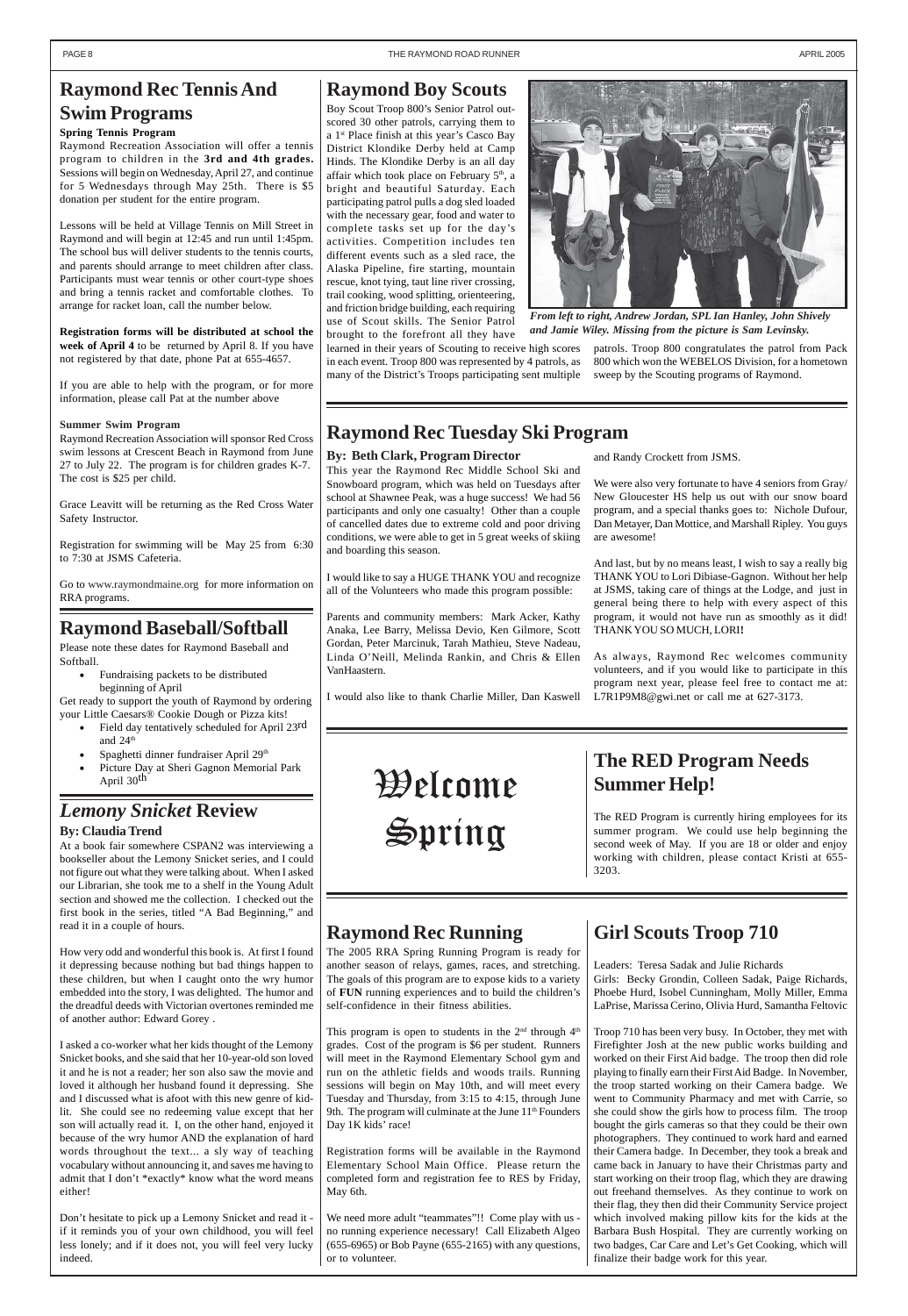## Raymond Rec Tennis And Swim Programs

**Spring Tennis Program**

Raymond Recreation Association will offer a tennis program to children in the **3rd and 4th grades.** Sessions will begin on Wednesday, April 27, and continue for 5 Wednesdays through May 25th. There is $5 donation per student for the entire program.

Lessons will be held at Village Tennis on Mill Street in Raymond and will begin at 12:45 and run until 1:45pm. The school bus will deliver students to the tennis courts, and parents should arrange to meet children after class. Participants must wear tennis or other court-type shoes and bring a tennis racket and comfortable clothes. To arrange for racket loan, call the number below.

**Registration forms will be distributed at school the week of April 4** to be returned by April 8. If you have not registered by that date, phone Pat at 655-4657.

If you are able to help with the program, or for more information, please call Pat at the number above

**Summer Swim Program**

Raymond Recreation Association will sponsor Red Cross swim lessons at Crescent Beach in Raymond from June 27 to July 22. The program is for children grades K-7. The cost is $25 per child.

Grace Leavitt will be returning as the Red Cross Water Safety Instructor.

Registration for swimming will be May 25 from 6:30 to 7:30 at JSMS Cafeteria.

Go to www.raymondmaine.org for more information on RRA programs.

## Raymond Baseball/Softball

Please note these dates for Raymond Baseball and Softball.

- Fundraising packets to be distributed beginning of April

Get ready to support the youth of Raymond by ordering your Little Caesars® Cookie Dough or Pizza kits!

- Field day tentatively scheduled for April 23rd and 24th
- Spaghetti dinner fundraiser April 29th
- Picture Day at Sheri Gagnon Memorial Park April 30th

## *Lemony Snicket* Review

**By: Claudia Trend**

At a book fair somewhere CSPAN2 was interviewing a bookseller about the Lemony Snicket series, and I could not figure out what they were talking about. When I asked our Librarian, she took me to a shelf in the Young Adult section and showed me the collection. I checked out the first book in the series, titled "A Bad Beginning," and read it in a couple of hours.

How very odd and wonderful this book is. At first I found it depressing because nothing but bad things happen to these children, but when I caught onto the wry humor embedded into the story, I was delighted. The humor and the dreadful deeds with Victorian overtones reminded me of another author: Edward Gorey .

I asked a co-worker what her kids thought of the Lemony Snicket books, and she said that her 10-year-old son loved it and he is not a reader; her son also saw the movie and loved it although her husband found it depressing. She and I discussed what is afoot with this new genre of kid-lit. She could see no redeeming value except that her son will actually read it. I, on the other hand, enjoyed it because of the wry humor AND the explanation of hard words throughout the text... a sly way of teaching vocabulary without announcing it, and saves me having to admit that I don't *exactly* know what the word means either!

Don't hesitate to pick up a Lemony Snicket and read it - if it reminds you of your own childhood, you will feel less lonely; and if it does not, you will feel very lucky indeed.

## Raymond Boy Scouts

Boy Scout Troop 800's Senior Patrol outscored 30 other patrols, carrying them to a 1st Place finish at this year's Casco Bay District Klondike Derby held at Camp Hinds. The Klondike Derby is an all day affair which took place on February 5th, a bright and beautiful Saturday. Each participating patrol pulls a dog sled loaded with the necessary gear, food and water to complete tasks set up for the day's activities. Competition includes ten different events such as a sled race, the Alaska Pipeline, fire starting, mountain rescue, knot tying, taut line river crossing, trail cooking, wood splitting, orienteering, and friction bridge building, each requiring use of Scout skills. The Senior Patrol brought to the forefront all they have learned in their years of Scouting to receive high scores in each event. Troop 800 was represented by 4 patrols, as many of the District's Troops participating sent multiple patrols. Troop 800 congratulates the patrol from Pack 800 which won the WEBELOS Division, for a hometown sweep by the Scouting programs of Raymond.

*From left to right, Andrew Jordan, SPL Ian Hanley, John Shively and Jamie Wiley. Missing from the picture is Sam Levinsky.*

## Raymond Rec Tuesday Ski Program

**By: Beth Clark, Program Director**

This year the Raymond Rec Middle School Ski and Snowboard program, which was held on Tuesdays after school at Shawnee Peak, was a huge success! We had 56 participants and only one casualty! Other than a couple of cancelled dates due to extreme cold and poor driving conditions, we were able to get in 5 great weeks of skiing and boarding this season.

I would like to say a HUGE THANK YOU and recognize all of the Volunteers who made this program possible:

Parents and community members: Mark Acker, Kathy Anaka, Lee Barry, Melissa Devio, Ken Gilmore, Scott Gordan, Peter Marcinuk, Tarah Mathieu, Steve Nadeau, Linda O'Neill, Melinda Rankin, and Chris & Ellen VanHaastern.

I would also like to thank Charlie Miller, Dan Kaswell and Randy Crockett from JSMS.

We were also very fortunate to have 4 seniors from Gray/ New Gloucester HS help us out with our snow board program, and a special thanks goes to: Nichole Dufour, Dan Metayer, Dan Mottice, and Marshall Ripley. You guys are awesome!

And last, but by no means least, I wish to say a really big THANK YOU to Lori Dibiase-Gagnon. Without her help at JSMS, taking care of things at the Lodge, and just in general being there to help with every aspect of this program, it would not have run as smoothly as it did! THANK YOU SO MUCH, LORI**!**

As always, Raymond Rec welcomes community volunteers, and if you would like to participate in this program next year, please feel free to contact me at: L7R1P9M8@gwi.net or call me at 627-3173.

# Welcome Spring

## The RED Program Needs Summer Help!

The RED Program is currently hiring employees for its summer program. We could use help beginning the second week of May. If you are 18 or older and enjoy working with children, please contact Kristi at 655-3203.

## Raymond Rec Running

The 2005 RRA Spring Running Program is ready for another season of relays, games, races, and stretching. The goals of this program are to expose kids to a variety of **FUN** running experiences and to build the children's self-confidence in their fitness abilities.

This program is open to students in the 2nd through 4th grades. Cost of the program is $6 per student. Runners will meet in the Raymond Elementary School gym and run on the athletic fields and woods trails. Running sessions will begin on May 10th, and will meet every Tuesday and Thursday, from 3:15 to 4:15, through June 9th. The program will culminate at the June 11th Founders Day 1K kids' race!

Registration forms will be available in the Raymond Elementary School Main Office. Please return the completed form and registration fee to RES by Friday, May 6th.

We need more adult "teammates"!! Come play with us - no running experience necessary! Call Elizabeth Algeo (655-6965) or Bob Payne (655-2165) with any questions, or to volunteer.

## Girl Scouts Troop 710

Leaders: Teresa Sadak and Julie Richards

Girls: Becky Grondin, Colleen Sadak, Paige Richards, Phoebe Hurd, Isobel Cunningham, Molly Miller, Emma LaPrise, Marissa Cerino, Olivia Hurd, Samantha Feltovic

Troop 710 has been very busy. In October, they met with Firefighter Josh at the new public works building and worked on their First Aid badge. The troop then did role playing to finally earn their First Aid Badge. In November, the troop started working on their Camera badge. We went to Community Pharmacy and met with Carrie, so she could show the girls how to process film. The troop bought the girls cameras so that they could be their own photographers. They continued to work hard and earned their Camera badge. In December, they took a break and came back in January to have their Christmas party and start working on their troop flag, which they are drawing out freehand themselves. As they continue to work on their flag, they then did their Community Service project which involved making pillow kits for the kids at the Barbara Bush Hospital. They are currently working on two badges, Car Care and Let's Get Cooking, which will finalize their badge work for this year.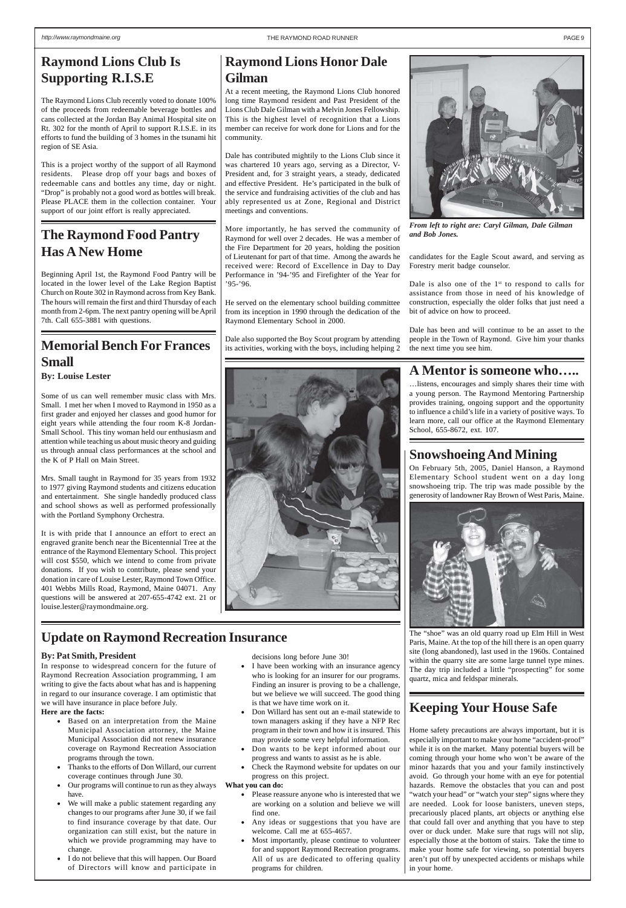## Raymond Lions Club Is Supporting R.I.S.E

The Raymond Lions Club recently voted to donate 100% of the proceeds from redeemable beverage bottles and cans collected at the Jordan Bay Animal Hospital site on Rt. 302 for the month of April to support R.I.S.E. in its efforts to fund the building of 3 homes in the tsunami hit region of SE Asia.

This is a project worthy of the support of all Raymond residents. Please drop off your bags and boxes of redeemable cans and bottles any time, day or night. "Drop" is probably not a good word as bottles will break. Please PLACE them in the collection container. Your support of our joint effort is really appreciated.

## The Raymond Food Pantry Has A New Home

Beginning April 1st, the Raymond Food Pantry will be located in the lower level of the Lake Region Baptist Church on Route 302 in Raymond across from Key Bank. The hours will remain the first and third Thursday of each month from 2-6pm. The next pantry opening will be April 7th. Call 655-3881 with questions.

## Memorial Bench For Frances Small

**By: Louise Lester**

Some of us can well remember music class with Mrs. Small. I met her when I moved to Raymond in 1950 as a first grader and enjoyed her classes and good humor for eight years while attending the four room K-8 Jordan-Small School. This tiny woman held our enthusiasm and attention while teaching us about music theory and guiding us through annual class performances at the school and the K of P Hall on Main Street.

Mrs. Small taught in Raymond for 35 years from 1932 to 1977 giving Raymond students and citizens education and entertainment. She single handedly produced class and school shows as well as performed professionally with the Portland Symphony Orchestra.

It is with pride that I announce an effort to erect an engraved granite bench near the Bicentennial Tree at the entrance of the Raymond Elementary School. This project will cost $550, which we intend to come from private donations. If you wish to contribute, please send your donation in care of Louise Lester, Raymond Town Office. 401 Webbs Mills Road, Raymond, Maine 04071. Any questions will be answered at 207-655-4742 ext. 21 or louise.lester@raymondmaine.org.

## Raymond Lions Honor Dale Gilman

At a recent meeting, the Raymond Lions Club honored long time Raymond resident and Past President of the Lions Club Dale Gilman with a Melvin Jones Fellowship. This is the highest level of recognition that a Lions member can receive for work done for Lions and for the community.

Dale has contributed mightily to the Lions Club since it was chartered 10 years ago, serving as a Director, V-President and, for 3 straight years, a steady, dedicated and effective President. He's participated in the bulk of the service and fundraising activities of the club and has ably represented us at Zone, Regional and District meetings and conventions.

More importantly, he has served the community of Raymond for well over 2 decades. He was a member of the Fire Department for 20 years, holding the position of Lieutenant for part of that time. Among the awards he received were: Record of Excellence in Day to Day Performance in '94-'95 and Firefighter of the Year for '95-'96.

He served on the elementary school building committee from its inception in 1990 through the dedication of the Raymond Elementary School in 2000.

Dale also supported the Boy Scout program by attending its activities, working with the boys, including helping 2 candidates for the Eagle Scout award, and serving as Forestry merit badge counselor.

Dale is also one of the 1st to respond to calls for assistance from those in need of his knowledge of construction, especially the older folks that just need a bit of advice on how to proceed.

Dale has been and will continue to be an asset to the people in the Town of Raymond. Give him your thanks the next time you see him.

*From left to right are: Caryl Gilman, Dale Gilman and Bob Jones.*

## A Mentor is someone who…..

…listens, encourages and simply shares their time with a young person. The Raymond Mentoring Partnership provides training, ongoing support and the opportunity to influence a child's life in a variety of positive ways. To learn more, call our office at the Raymond Elementary School, 655-8672, ext. 107.

## Snowshoeing And Mining

On February 5th, 2005, Daniel Hanson, a Raymond Elementary School student went on a day long snowshoeing trip. The trip was made possible by the generosity of landowner Ray Brown of West Paris, Maine.

The "shoe" was an old quarry road up Elm Hill in West Paris, Maine. At the top of the hill there is an open quarry site (long abandoned), last used in the 1960s. Contained within the quarry site are some large tunnel type mines. The day trip included a little "prospecting" for some quartz, mica and feldspar minerals.

## Update on Raymond Recreation Insurance

**By: Pat Smith, President**

In response to widespread concern for the future of Raymond Recreation Association programming, I am writing to give the facts about what has and is happening in regard to our insurance coverage. I am optimistic that we will have insurance in place before July.

**Here are the facts:**

- Based on an interpretation from the Maine Municipal Association attorney, the Maine Municipal Association did not renew insurance coverage on Raymond Recreation Association programs through the town.
- Thanks to the efforts of Don Willard, our current coverage continues through June 30.
- Our programs will continue to run as they always have.
- We will make a public statement regarding any changes to our programs after June 30, if we fail to find insurance coverage by that date. Our organization can still exist, but the nature in which we provide programming may have to change.
- I do not believe that this will happen. Our Board of Directors will know and participate in decisions long before June 30!
- I have been working with an insurance agency who is looking for an insurer for our programs. Finding an insurer is proving to be a challenge, but we believe we will succeed. The good thing is that we have time work on it.
- Don Willard has sent out an e-mail statewide to town managers asking if they have a NFP Rec program in their town and how it is insured. This may provide some very helpful information.
- Don wants to be kept informed about our progress and wants to assist as he is able.
- Check the Raymond website for updates on our progress on this project.

**What you can do:**

- Please reassure anyone who is interested that we are working on a solution and believe we will find one.
- Any ideas or suggestions that you have are welcome. Call me at 655-4657.
- Most importantly, please continue to volunteer for and support Raymond Recreation programs. All of us are dedicated to offering quality programs for children.

## Keeping Your House Safe

Home safety precautions are always important, but it is especially important to make your home "accident-proof" while it is on the market. Many potential buyers will be coming through your home who won't be aware of the minor hazards that you and your family instinctively avoid. Go through your home with an eye for potential hazards. Remove the obstacles that you can and post "watch your head" or "watch your step" signs where they are needed. Look for loose banisters, uneven steps, precariously placed plants, art objects or anything else that could fall over and anything that you have to step over or duck under. Make sure that rugs will not slip, especially those at the bottom of stairs. Take the time to make your home safe for viewing, so potential buyers aren't put off by unexpected accidents or mishaps while in your home.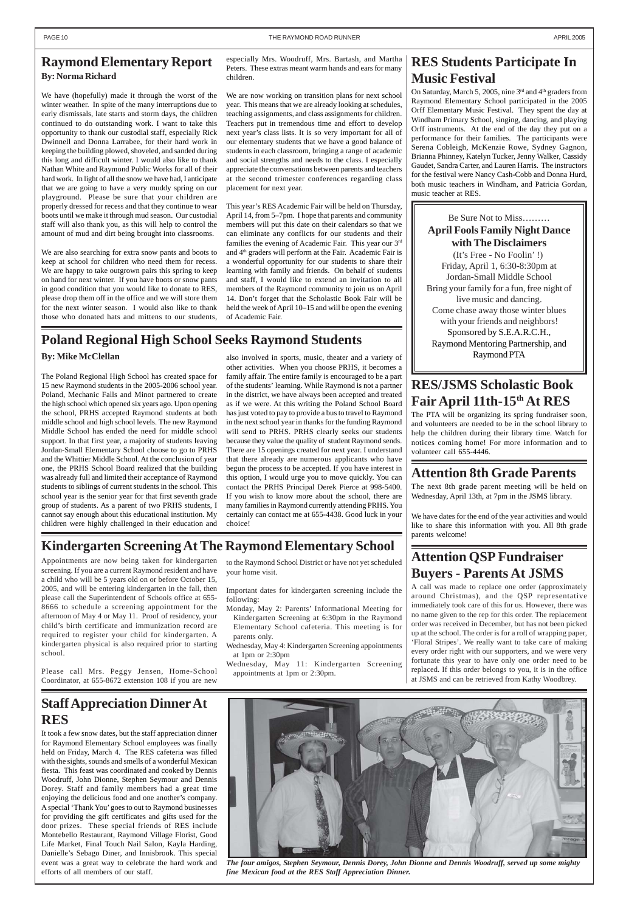## Raymond Elementary Report

**By: Norma Richard**

We have (hopefully) made it through the worst of the winter weather. In spite of the many interruptions due to early dismissals, late starts and storm days, the children continued to do outstanding work. I want to take this opportunity to thank our custodial staff, especially Rick Dwinnell and Donna Larrabee, for their hard work in keeping the building plowed, shoveled, and sanded during this long and difficult winter. I would also like to thank Nathan White and Raymond Public Works for all of their hard work. In light of all the snow we have had, I anticipate that we are going to have a very muddy spring on our playground. Please be sure that your children are properly dressed for recess and that they continue to wear boots until we make it through mud season. Our custodial staff will also thank you, as this will help to control the amount of mud and dirt being brought into classrooms.

We are also searching for extra snow pants and boots to keep at school for children who need them for recess. We are happy to take outgrown pairs this spring to keep on hand for next winter. If you have boots or snow pants in good condition that you would like to donate to RES, please drop them off in the office and we will store them for the next winter season. I would also like to thank those who donated hats and mittens to our students, especially Mrs. Woodruff, Mrs. Bartash, and Martha Peters. These extras meant warm hands and ears for many children.

We are now working on transition plans for next school year. This means that we are already looking at schedules, teaching assignments, and class assignments for children. Teachers put in tremendous time and effort to develop next year's class lists. It is so very important for all of our elementary students that we have a good balance of students in each classroom, bringing a range of academic and social strengths and needs to the class. I especially appreciate the conversations between parents and teachers at the second trimester conferences regarding class placement for next year.

This year's RES Academic Fair will be held on Thursday, April 14, from 5–7pm. I hope that parents and community members will put this date on their calendars so that we can eliminate any conflicts for our students and their families the evening of Academic Fair. This year our 3rd and 4th graders will perform at the Fair. Academic Fair is a wonderful opportunity for our students to share their learning with family and friends. On behalf of students and staff, I would like to extend an invitation to all members of the Raymond community to join us on April 14. Don't forget that the Scholastic Book Fair will be held the week of April 10–15 and will be open the evening of Academic Fair.

## RES Students Participate In Music Festival

On Saturday, March 5, 2005, nine 3rd and 4th graders from Raymond Elementary School participated in the 2005 Orff Elementary Music Festival. They spent the day at Windham Primary School, singing, dancing, and playing Orff instruments. At the end of the day they put on a performance for their families. The participants were Serena Cobleigh, McKenzie Rowe, Sydney Gagnon, Brianna Phinney, Katelyn Tucker, Jenny Walker, Cassidy Gaudet, Sandra Carter, and Lauren Harris. The instructors for the festival were Nancy Cash-Cobb and Donna Hurd, both music teachers in Windham, and Patricia Gordan, music teacher at RES.

Be Sure Not to Miss………

**April Fools Family Night Dance with The Disclaimers**

(It's Free - No Foolin' !)

Friday, April 1, 6:30-8:30pm at Jordan-Small Middle School

Bring your family for a fun, free night of live music and dancing.

Come chase away those winter blues with your friends and neighbors!

Sponsored by S.E.A.R.C.H., Raymond Mentoring Partnership, and Raymond PTA

## Poland Regional High School Seeks Raymond Students

**By: Mike McClellan**

The Poland Regional High School has created space for 15 new Raymond students in the 2005-2006 school year. Poland, Mechanic Falls and Minot partnered to create the high school which opened six years ago. Upon opening the school, PRHS accepted Raymond students at both middle school and high school levels. The new Raymond Middle School has ended the need for middle school support. In that first year, a majority of students leaving Jordan-Small Elementary School choose to go to PRHS and the Whittier Middle School. At the conclusion of year one, the PRHS School Board realized that the building was already full and limited their acceptance of Raymond students to siblings of current students in the school. This school year is the senior year for that first seventh grade group of students. As a parent of two PRHS students, I cannot say enough about this educational institution. My children were highly challenged in their education and also involved in sports, music, theater and a variety of other activities. When you choose PRHS, it becomes a family affair. The entire family is encouraged to be a part of the students' learning. While Raymond is not a partner in the district, we have always been accepted and treated as if we were. At this writing the Poland School Board has just voted to pay to provide a bus to travel to Raymond in the next school year in thanks for the funding Raymond will send to PRHS. PRHS clearly seeks our students because they value the quality of student Raymond sends. There are 15 openings created for next year. I understand that there already are numerous applicants who have begun the process to be accepted. If you have interest in this option, I would urge you to move quickly. You can contact the PRHS Principal Derek Pierce at 998-5400. If you wish to know more about the school, there are many families in Raymond currently attending PRHS. You certainly can contact me at 655-4438. Good luck in your choice!

## RES/JSMS Scholastic Book Fair April 11th-15th At RES

The PTA will be organizing its spring fundraiser soon, and volunteers are needed to be in the school library to help the children during their library time. Watch for notices coming home! For more information and to volunteer call 655-4446.

## Attention 8th Grade Parents

The next 8th grade parent meeting will be held on Wednesday, April 13th, at 7pm in the JSMS library.

We have dates for the end of the year activities and would like to share this information with you. All 8th grade parents welcome!

## Kindergarten Screening At The Raymond Elementary School

Appointments are now being taken for kindergarten screening. If you are a current Raymond resident and have a child who will be 5 years old on or before October 15, 2005, and will be entering kindergarten in the fall, then please call the Superintendent of Schools office at 655-8666 to schedule a screening appointment for the afternoon of May 4 or May 11. Proof of residency, your child's birth certificate and immunization record are required to register your child for kindergarten. A kindergarten physical is also required prior to starting school.

Please call Mrs. Peggy Jensen, Home-School Coordinator, at 655-8672 extension 108 if you are new to the Raymond School District or have not yet scheduled your home visit.

Important dates for kindergarten screening include the following:

- Monday, May 2: Parents' Informational Meeting for Kindergarten Screening at 6:30pm in the Raymond Elementary School cafeteria. This meeting is for parents only.
- Wednesday, May 4: Kindergarten Screening appointments at 1pm or 2:30pm
- Wednesday, May 11: Kindergarten Screening appointments at 1pm or 2:30pm.

## Attention QSP Fundraiser Buyers - Parents At JSMS

A call was made to replace one order (approximately around Christmas), and the QSP representative immediately took care of this for us. However, there was no name given to the rep for this order. The replacement order was received in December, but has not been picked up at the school. The order is for a roll of wrapping paper, 'Floral Stripes'. We really want to take care of making every order right with our supporters, and we were very fortunate this year to have only one order need to be replaced. If this order belongs to you, it is in the office at JSMS and can be retrieved from Kathy Woodbrey.

## Staff Appreciation Dinner At RES

It took a few snow dates, but the staff appreciation dinner for Raymond Elementary School employees was finally held on Friday, March 4. The RES cafeteria was filled with the sights, sounds and smells of a wonderful Mexican fiesta. This feast was coordinated and cooked by Dennis Woodruff, John Dionne, Stephen Seymour and Dennis Dorey. Staff and family members had a great time enjoying the delicious food and one another's company. A special 'Thank You' goes out to Raymond businesses for providing the gift certificates and gifts used for the door prizes. These special friends of RES include Montebello Restaurant, Raymond Village Florist, Good Life Market, Final Touch Nail Salon, Kayla Harding, Danielle's Sebago Diner, and Innisbrook. This special event was a great way to celebrate the hard work and efforts of all members of our staff.

*The four amigos, Stephen Seymour, Dennis Dorey, John Dionne and Dennis Woodruff, served up some mighty fine Mexican food at the RES Staff Appreciation Dinner.*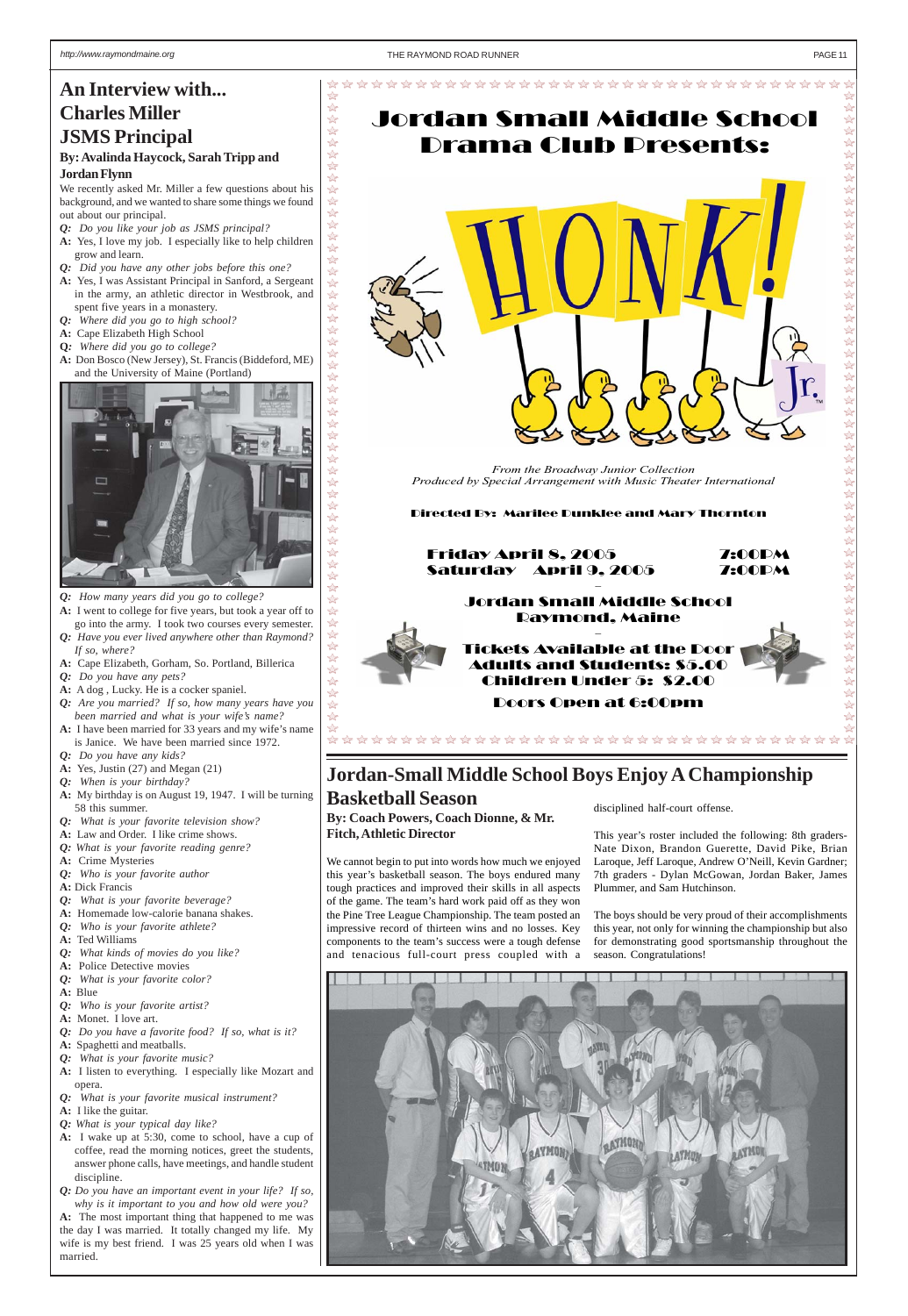# An Interview with... Charles Miller JSMS Principal

**By: Avalinda Haycock, Sarah Tripp and Jordan Flynn**

We recently asked Mr. Miller a few questions about his background, and we wanted to share some things we found out about our principal.

*Q: Do you like your job as JSMS principal?*
**A:** Yes, I love my job. I especially like to help children grow and learn.

*Q: Did you have any other jobs before this one?*
**A:** Yes, I was Assistant Principal in Sanford, a Sergeant in the army, an athletic director in Westbrook, and spent five years in a monastery.

*Q: Where did you go to high school?*
**A:** Cape Elizabeth High School

*Q: Where did you go to college?*
**A:** Don Bosco (New Jersey), St. Francis (Biddeford, ME) and the University of Maine (Portland)

*Q: How many years did you go to college?*
**A:** I went to college for five years, but took a year off to go into the army. I took two courses every semester.

*Q: Have you ever lived anywhere other than Raymond? If so, where?*
**A:** Cape Elizabeth, Gorham, So. Portland, Billerica

*Q: Do you have any pets?*
**A:** A dog , Lucky. He is a cocker spaniel.

*Q: Are you married? If so, how many years have you been married and what is your wife's name?*
**A:** I have been married for 33 years and my wife's name is Janice. We have been married since 1972.

*Q: Do you have any kids?*
**A:** Yes, Justin (27) and Megan (21)

*Q: When is your birthday?*
**A:** My birthday is on August 19, 1947. I will be turning 58 this summer.

*Q: What is your favorite television show?*
**A:** Law and Order. I like crime shows.

*Q: What is your favorite reading genre?*
**A:** Crime Mysteries

*Q: Who is your favorite author*
**A:** Dick Francis

*Q: What is your favorite beverage?*
**A:** Homemade low-calorie banana shakes.

*Q: Who is your favorite athlete?*
**A:** Ted Williams

*Q: What kinds of movies do you like?*
**A:** Police Detective movies

*Q: What is your favorite color?*
**A:** Blue

*Q: Who is your favorite artist?*
**A:** Monet. I love art.

*Q: Do you have a favorite food? If so, what is it?*
**A:** Spaghetti and meatballs.

*Q: What is your favorite music?*
**A:** I listen to everything. I especially like Mozart and opera.

*Q: What is your favorite musical instrument?*
**A:** I like the guitar.

*Q: What is your typical day like?*
**A:** I wake up at 5:30, come to school, have a cup of coffee, read the morning notices, greet the students, answer phone calls, have meetings, and handle student discipline.

*Q: Do you have an important event in your life? If so, why is it important to you and how old were you?*
**A:** The most important thing that happened to me was the day I was married. It totally changed my life. My wife is my best friend. I was 25 years old when I was married.

# Jordan Small Middle School Drama Club Presents:

## HONK! Jr.

*From the Broadway Junior Collection*
*Produced by Special Arrangement with Music Theater International*

Directed By: Marilee Dunklee and Mary Thornton

Friday April 8, 2005 7:00PM
Saturday April 9, 2005 7:00PM

Jordan Small Middle School
Raymond, Maine

Tickets Available at the Door
Adults and Students: $5.00
Children Under 5: $2.00

Doors Open at 6:00pm

# Jordan-Small Middle School Boys Enjoy A Championship Basketball Season

**By: Coach Powers, Coach Dionne, & Mr. Fitch, Athletic Director**

We cannot begin to put into words how much we enjoyed this year's basketball season. The boys endured many tough practices and improved their skills in all aspects of the game. The team's hard work paid off as they won the Pine Tree League Championship. The team posted an impressive record of thirteen wins and no losses. Key components to the team's success were a tough defense and tenacious full-court press coupled with a disciplined half-court offense.

This year's roster included the following: 8th graders- Nate Dixon, Brandon Guerette, David Pike, Brian Laroque, Jeff Laroque, Andrew O'Neill, Kevin Gardner; 7th graders - Dylan McGowan, Jordan Baker, James Plummer, and Sam Hutchinson.

The boys should be very proud of their accomplishments this year, not only for winning the championship but also for demonstrating good sportsmanship throughout the season. Congratulations!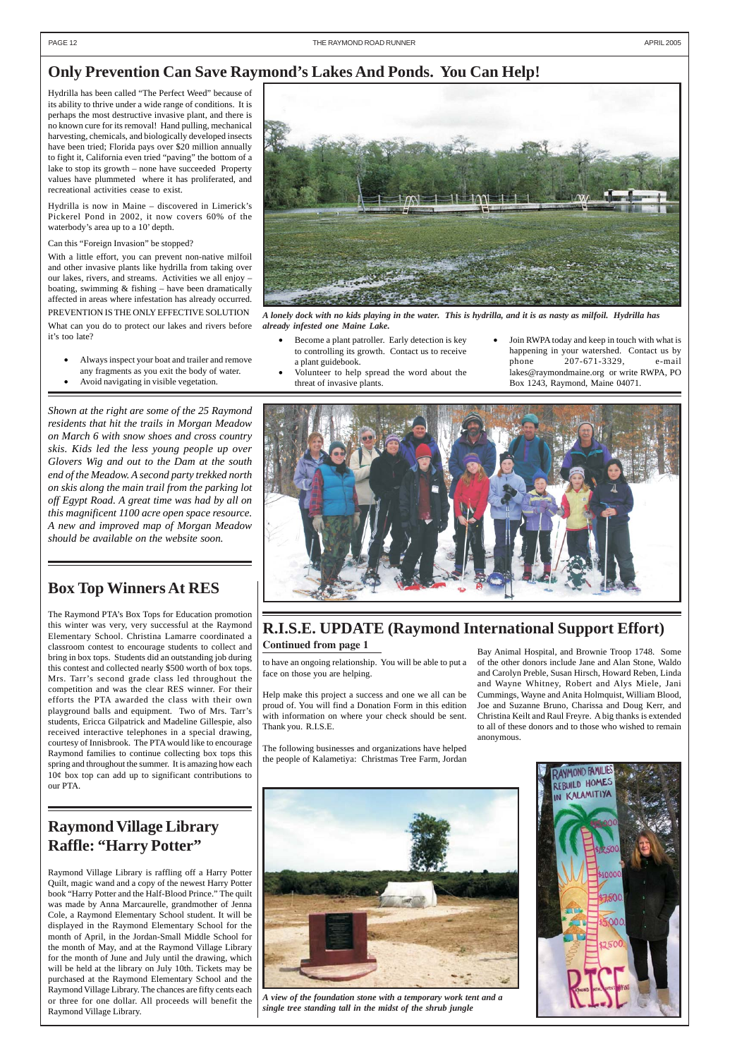# Only Prevention Can Save Raymond's Lakes And Ponds. You Can Help!

Hydrilla has been called "The Perfect Weed" because of its ability to thrive under a wide range of conditions. It is perhaps the most destructive invasive plant, and there is no known cure for its removal! Hand pulling, mechanical harvesting, chemicals, and biologically developed insects have been tried; Florida pays over $20 million annually to fight it, California even tried "paving" the bottom of a lake to stop its growth – none have succeeded Property values have plummeted where it has proliferated, and recreational activities cease to exist.

Hydrilla is now in Maine – discovered in Limerick's Pickerel Pond in 2002, it now covers 60% of the waterbody's area up to a 10' depth.

Can this "Foreign Invasion" be stopped?

With a little effort, you can prevent non-native milfoil and other invasive plants like hydrilla from taking over our lakes, rivers, and streams. Activities we all enjoy – boating, swimming & fishing – have been dramatically affected in areas where infestation has already occurred.

PREVENTION IS THE ONLY EFFECTIVE SOLUTION

What can you do to protect our lakes and rivers before it's too late?

- Always inspect your boat and trailer and remove any fragments as you exit the body of water.
- Avoid navigating in visible vegetation.
- Become a plant patroller. Early detection is key to controlling its growth. Contact us to receive a plant guidebook.
- Volunteer to help spread the word about the threat of invasive plants.
- Join RWPA today and keep in touch with what is happening in your watershed. Contact us by phone 207-671-3329, e-mail lakes@raymondmaine.org or write RWPA, PO Box 1243, Raymond, Maine 04071.

*A lonely dock with no kids playing in the water. This is hydrilla, and it is as nasty as milfoil. Hydrilla has already infested one Maine Lake.*

*Shown at the right are some of the 25 Raymond residents that hit the trails in Morgan Meadow on March 6 with snow shoes and cross country skis. Kids led the less young people up over Glovers Wig and out to the Dam at the south end of the Meadow. A second party trekked north on skis along the main trail from the parking lot off Egypt Road. A great time was had by all on this magnificent 1100 acre open space resource. A new and improved map of Morgan Meadow should be available on the website soon.*

# Box Top Winners At RES

The Raymond PTA's Box Tops for Education promotion this winter was very, very successful at the Raymond Elementary School. Christina Lamarre coordinated a classroom contest to encourage students to collect and bring in box tops. Students did an outstanding job during this contest and collected nearly $500 worth of box tops. Mrs. Tarr's second grade class led throughout the competition and was the clear RES winner. For their efforts the PTA awarded the class with their own playground balls and equipment. Two of Mrs. Tarr's students, Ericca Gilpatrick and Madeline Gillespie, also received interactive telephones in a special drawing, courtesy of Innisbrook. The PTA would like to encourage Raymond families to continue collecting box tops this spring and throughout the summer. It is amazing how each 10¢ box top can add up to significant contributions to our PTA.

# Raymond Village Library Raffle: "Harry Potter"

Raymond Village Library is raffling off a Harry Potter Quilt, magic wand and a copy of the newest Harry Potter book "Harry Potter and the Half-Blood Prince." The quilt was made by Anna Marcaurelle, grandmother of Jenna Cole, a Raymond Elementary School student. It will be displayed in the Raymond Elementary School for the month of April, in the Jordan-Small Middle School for the month of May, and at the Raymond Village Library for the month of June and July until the drawing, which will be held at the library on July 10th. Tickets may be purchased at the Raymond Elementary School and the Raymond Village Library. The chances are fifty cents each or three for one dollar. All proceeds will benefit the Raymond Village Library.

# R.I.S.E. UPDATE (Raymond International Support Effort)

**Continued from page 1**

to have an ongoing relationship. You will be able to put a face on those you are helping.

Help make this project a success and one we all can be proud of. You will find a Donation Form in this edition with information on where your check should be sent. Thank you. R.I.S.E.

The following businesses and organizations have helped the people of Kalametiya: Christmas Tree Farm, Jordan Bay Animal Hospital, and Brownie Troop 1748. Some of the other donors include Jane and Alan Stone, Waldo and Carolyn Preble, Susan Hirsch, Howard Reben, Linda and Wayne Whitney, Robert and Alys Miele, Jani Cummings, Wayne and Anita Holmquist, William Blood, Joe and Suzanne Bruno, Charissa and Doug Kerr, and Christina Keilt and Raul Freyre. A big thanks is extended to all of these donors and to those who wished to remain anonymous.

*A view of the foundation stone with a temporary work tent and a single tree standing tall in the midst of the shrub jungle*